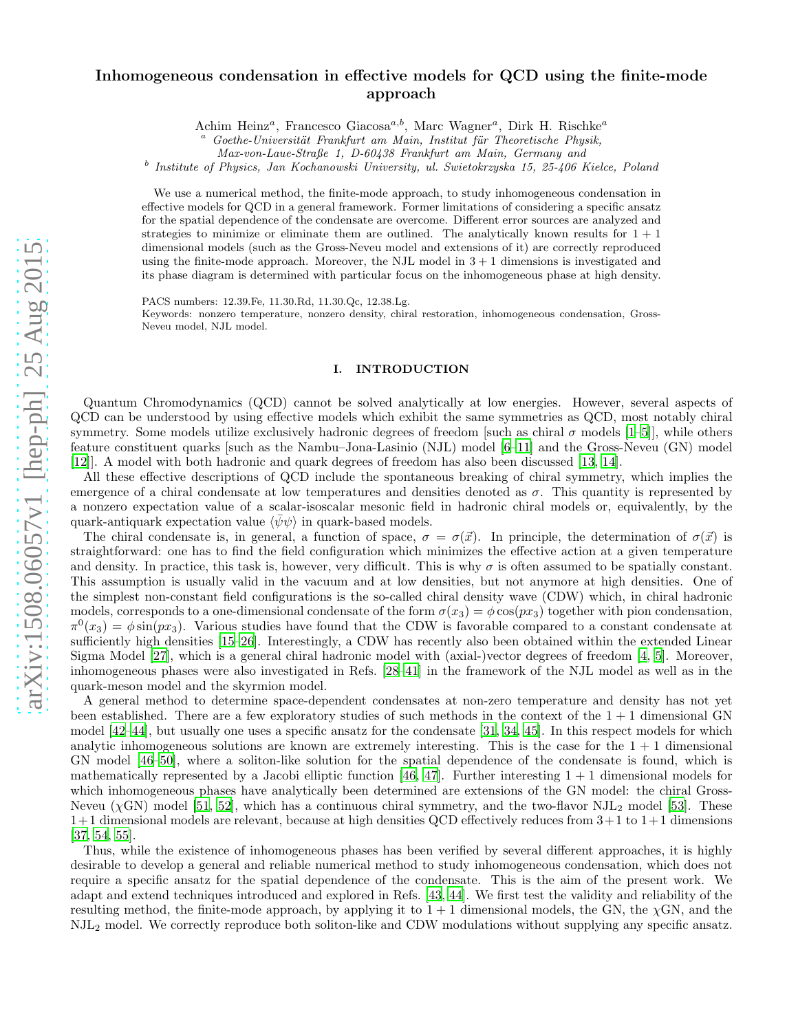# Inhomogeneous condensation in effective models for QCD using the finite-mode approach

Achim Heinz[a], Francesco Giacosa[a,b], Marc Wagner[a], Dirk H. Rischke[a]

[a] *Goethe-Universität Frankfurt am Main, Institut für Theoretische Physik, Max-von-Laue-Straße 1, D-60438 Frankfurt am Main, Germany and*

[b] *Institute of Physics, Jan Kochanowski University, ul. Swietokrzyska 15, 25-406 Kielce, Poland*

We use a numerical method, the finite-mode approach, to study inhomogeneous condensation in effective models for QCD in a general framework. Former limitations of considering a specific ansatz for the spatial dependence of the condensate are overcome. Different error sources are analyzed and strategies to minimize or eliminate them are outlined. The analytically known results for $1+1$ dimensional models (such as the Gross-Neveu model and extensions of it) are correctly reproduced using the finite-mode approach. Moreover, the NJL model in $3+1$ dimensions is investigated and its phase diagram is determined with particular focus on the inhomogeneous phase at high density.

PACS numbers: 12.39.Fe, 11.30.Rd, 11.30.Qc, 12.38.Lg.
Keywords: nonzero temperature, nonzero density, chiral restoration, inhomogeneous condensation, Gross-Neveu model, NJL model.

## I. INTRODUCTION

Quantum Chromodynamics (QCD) cannot be solved analytically at low energies. However, several aspects of QCD can be understood by using effective models which exhibit the same symmetries as QCD, most notably chiral symmetry. Some models utilize exclusively hadronic degrees of freedom [such as chiral $\sigma$ models [1–5]], while others feature constituent quarks [such as the Nambu–Jona-Lasinio (NJL) model [6–11] and the Gross-Neveu (GN) model [12]]. A model with both hadronic and quark degrees of freedom has also been discussed [13, 14].

All these effective descriptions of QCD include the spontaneous breaking of chiral symmetry, which implies the emergence of a chiral condensate at low temperatures and densities denoted as $\sigma$. This quantity is represented by a nonzero expectation value of a scalar-isoscalar mesonic field in hadronic chiral models or, equivalently, by the quark-antiquark expectation value $\langle\bar{\psi}\psi\rangle$ in quark-based models.

The chiral condensate is, in general, a function of space, $\sigma = \sigma(\vec{x})$. In principle, the determination of $\sigma(\vec{x})$ is straightforward: one has to find the field configuration which minimizes the effective action at a given temperature and density. In practice, this task is, however, very difficult. This is why $\sigma$ is often assumed to be spatially constant. This assumption is usually valid in the vacuum and at low densities, but not anymore at high densities. One of the simplest non-constant field configurations is the so-called chiral density wave (CDW) which, in chiral hadronic models, corresponds to a one-dimensional condensate of the form $\sigma(x_3) = \phi\cos(px_3)$ together with pion condensation, $\pi^0(x_3) = \phi\sin(px_3)$. Various studies have found that the CDW is favorable compared to a constant condensate at sufficiently high densities [15–26]. Interestingly, a CDW has recently also been obtained within the extended Linear Sigma Model [27], which is a general chiral hadronic model with (axial-)vector degrees of freedom [4, 5]. Moreover, inhomogeneous phases were also investigated in Refs. [28–41] in the framework of the NJL model as well as in the quark-meson model and the skyrmion model.

A general method to determine space-dependent condensates at non-zero temperature and density has not yet been established. There are a few exploratory studies of such methods in the context of the $1+1$ dimensional GN model [42–44], but usually one uses a specific ansatz for the condensate [31, 34, 45]. In this respect models for which analytic inhomogeneous solutions are known are extremely interesting. This is the case for the $1+1$ dimensional GN model [46–50], where a soliton-like solution for the spatial dependence of the condensate is found, which is mathematically represented by a Jacobi elliptic function [46, 47]. Further interesting $1+1$ dimensional models for which inhomogeneous phases have analytically been determined are extensions of the GN model: the chiral Gross-Neveu ($\chi$GN) model [51, 52], which has a continuous chiral symmetry, and the two-flavor $\text{NJL}_2$ model [53]. These $1+1$ dimensional models are relevant, because at high densities QCD effectively reduces from $3+1$ to $1+1$ dimensions [37, 54, 55].

Thus, while the existence of inhomogeneous phases has been verified by several different approaches, it is highly desirable to develop a general and reliable numerical method to study inhomogeneous condensation, which does not require a specific ansatz for the spatial dependence of the condensate. This is the aim of the present work. We adapt and extend techniques introduced and explored in Refs. [43, 44]. We first test the validity and reliability of the resulting method, the finite-mode approach, by applying it to $1+1$ dimensional models, the GN, the $\chi$GN, and the $\text{NJL}_2$ model. We correctly reproduce both soliton-like and CDW modulations without supplying any specific ansatz.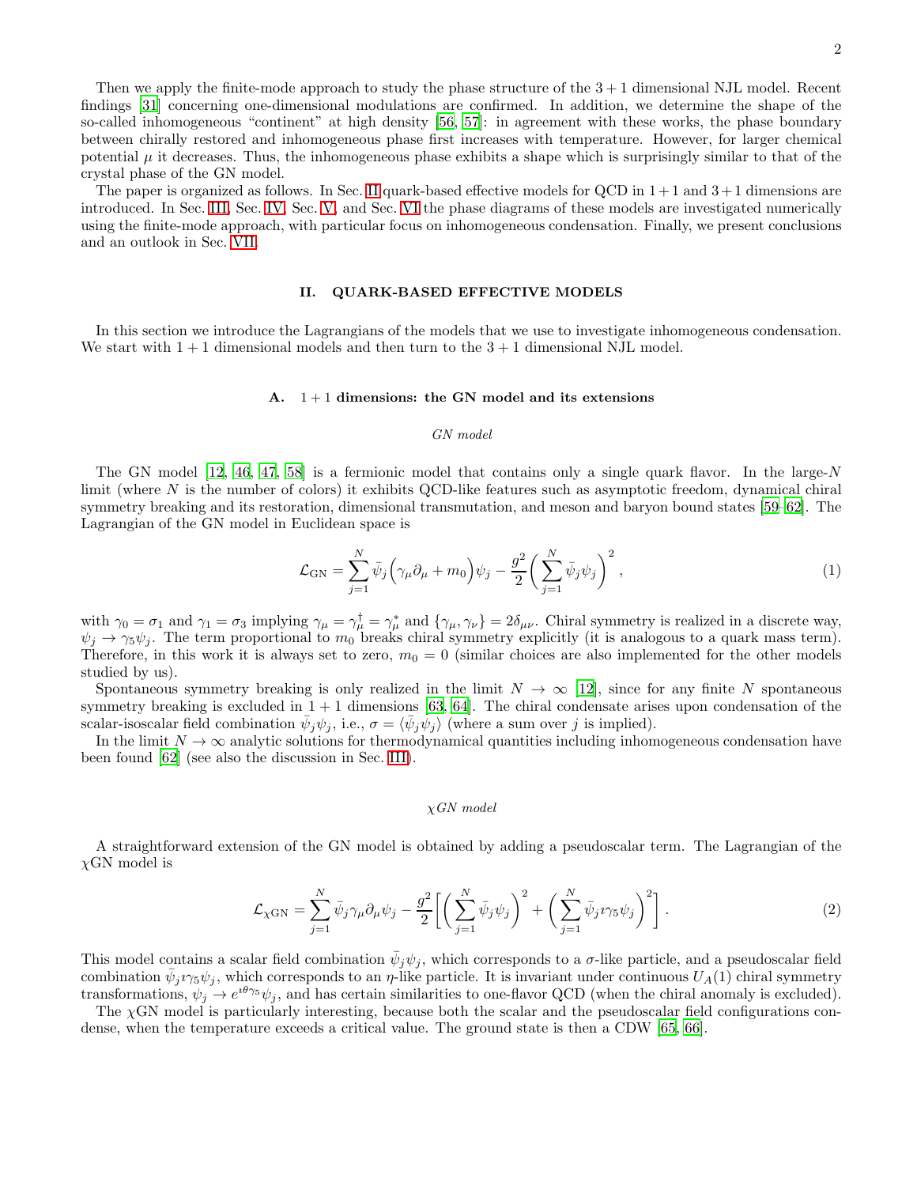Then we apply the finite-mode approach to study the phase structure of the $3+1$ dimensional NJL model. Recent findings [31] concerning one-dimensional modulations are confirmed. In addition, we determine the shape of the so-called inhomogeneous "continent" at high density [56, 57]: in agreement with these works, the phase boundary between chirally restored and inhomogeneous phase first increases with temperature. However, for larger chemical potential $\mu$ it decreases. Thus, the inhomogeneous phase exhibits a shape which is surprisingly similar to that of the crystal phase of the GN model.

The paper is organized as follows. In Sec. II quark-based effective models for QCD in $1+1$ and $3+1$ dimensions are introduced. In Sec. III, Sec. IV, Sec. V, and Sec. VI the phase diagrams of these models are investigated numerically using the finite-mode approach, with particular focus on inhomogeneous condensation. Finally, we present conclusions and an outlook in Sec. VII.

## II. QUARK-BASED EFFECTIVE MODELS

In this section we introduce the Lagrangians of the models that we use to investigate inhomogeneous condensation. We start with $1+1$ dimensional models and then turn to the $3+1$ dimensional NJL model.

### A. $1+1$ dimensions: the GN model and its extensions

*GN model*

The GN model [12, 46, 47, 58] is a fermionic model that contains only a single quark flavor. In the large-$N$ limit (where $N$ is the number of colors) it exhibits QCD-like features such as asymptotic freedom, dynamical chiral symmetry breaking and its restoration, dimensional transmutation, and meson and baryon bound states [59–62]. The Lagrangian of the GN model in Euclidean space is

$$\mathcal{L}_{\mathrm{GN}} = \sum_{j=1}^{N} \bar{\psi}_j \Big( \gamma_\mu \partial_\mu + m_0 \Big) \psi_j - \frac{g^2}{2} \bigg( \sum_{j=1}^{N} \bar{\psi}_j \psi_j \bigg)^2 , \tag{1}$$

with $\gamma_0 = \sigma_1$ and $\gamma_1 = \sigma_3$ implying $\gamma_\mu = \gamma_\mu^\dagger = \gamma_\mu^*$ and $\{\gamma_\mu, \gamma_\nu\} = 2\delta_{\mu\nu}$. Chiral symmetry is realized in a discrete way, $\psi_j \to \gamma_5 \psi_j$. The term proportional to $m_0$ breaks chiral symmetry explicitly (it is analogous to a quark mass term). Therefore, in this work it is always set to zero, $m_0 = 0$ (similar choices are also implemented for the other models studied by us).

Spontaneous symmetry breaking is only realized in the limit $N \to \infty$ [12], since for any finite $N$ spontaneous symmetry breaking is excluded in $1+1$ dimensions [63, 64]. The chiral condensate arises upon condensation of the scalar-isoscalar field combination $\bar{\psi}_j \psi_j$, i.e., $\sigma = \langle \bar{\psi}_j \psi_j \rangle$ (where a sum over $j$ is implied).

In the limit $N \to \infty$ analytic solutions for thermodynamical quantities including inhomogeneous condensation have been found [62] (see also the discussion in Sec. III).

*χGN model*

A straightforward extension of the GN model is obtained by adding a pseudoscalar term. The Lagrangian of the $\chi$GN model is

$$\mathcal{L}_{\chi\mathrm{GN}} = \sum_{j=1}^{N} \bar{\psi}_j \gamma_\mu \partial_\mu \psi_j - \frac{g^2}{2} \bigg[ \bigg( \sum_{j=1}^{N} \bar{\psi}_j \psi_j \bigg)^2 + \bigg( \sum_{j=1}^{N} \bar{\psi}_j \imath \gamma_5 \psi_j \bigg)^2 \bigg] . \tag{2}$$

This model contains a scalar field combination $\bar{\psi}_j \psi_j$, which corresponds to a $\sigma$-like particle, and a pseudoscalar field combination $\bar{\psi}_j \imath \gamma_5 \psi_j$, which corresponds to an $\eta$-like particle. It is invariant under continuous $U_A(1)$ chiral symmetry transformations, $\psi_j \to e^{\imath \theta \gamma_5} \psi_j$, and has certain similarities to one-flavor QCD (when the chiral anomaly is excluded).

The $\chi$GN model is particularly interesting, because both the scalar and the pseudoscalar field configurations condense, when the temperature exceeds a critical value. The ground state is then a CDW [65, 66].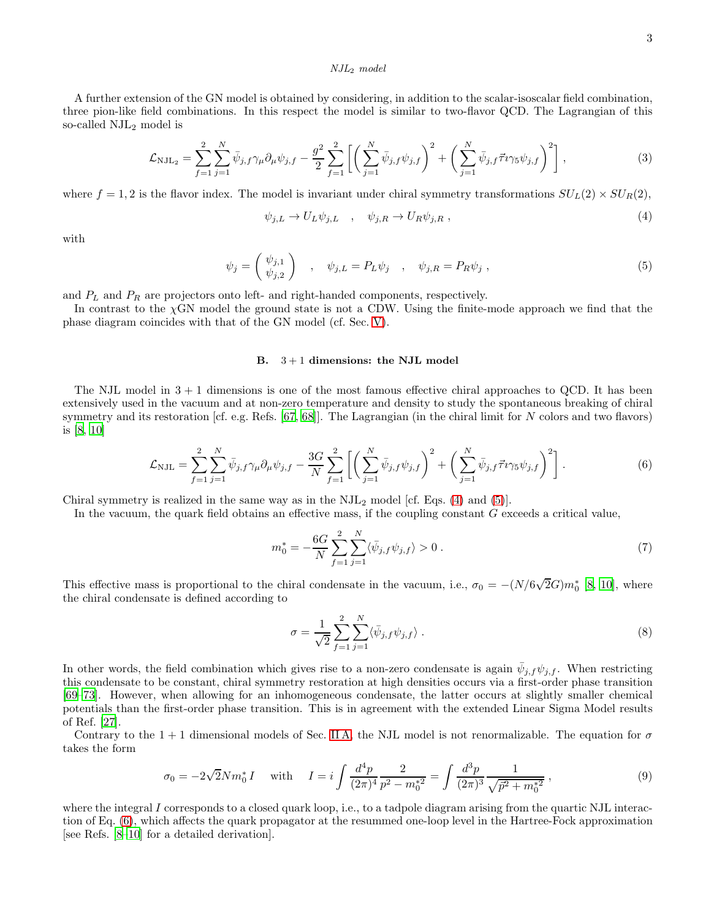*NJL$_2$ model*

A further extension of the GN model is obtained by considering, in addition to the scalar-isoscalar field combination, three pion-like field combinations. In this respect the model is similar to two-flavor QCD. The Lagrangian of this so-called NJL$_2$ model is

$$\mathcal{L}_{\mathrm{NJL}_2} = \sum_{f=1}^{2} \sum_{j=1}^{N} \bar{\psi}_{j,f} \gamma_\mu \partial_\mu \psi_{j,f} - \frac{g^2}{2} \sum_{f=1}^{2} \left[ \left( \sum_{j=1}^{N} \bar{\psi}_{j,f} \psi_{j,f} \right)^2 + \left( \sum_{j=1}^{N} \bar{\psi}_{j,f} \vec{\tau} \imath \gamma_5 \psi_{j,f} \right)^2 \right] , \tag{3}$$

where $f = 1, 2$ is the flavor index. The model is invariant under chiral symmetry transformations $SU_L(2) \times SU_R(2)$,

$$\psi_{j,L} \to U_L \psi_{j,L} \quad , \quad \psi_{j,R} \to U_R \psi_{j,R} \; , \tag{4}$$

with

$$\psi_j = \begin{pmatrix} \psi_{j,1} \\ \psi_{j,2} \end{pmatrix} \quad , \quad \psi_{j,L} = P_L \psi_j \quad , \quad \psi_{j,R} = P_R \psi_j \; , \tag{5}$$

and $P_L$ and $P_R$ are projectors onto left- and right-handed components, respectively.

In contrast to the $\chi$GN model the ground state is not a CDW. Using the finite-mode approach we find that the phase diagram coincides with that of the GN model (cf. Sec. V).

### B. 3 + 1 dimensions: the NJL model

The NJL model in 3 + 1 dimensions is one of the most famous effective chiral approaches to QCD. It has been extensively used in the vacuum and at non-zero temperature and density to study the spontaneous breaking of chiral symmetry and its restoration [cf. e.g. Refs. [67, 68]]. The Lagrangian (in the chiral limit for $N$ colors and two flavors) is [8, 10]

$$\mathcal{L}_{\mathrm{NJL}} = \sum_{f=1}^{2} \sum_{j=1}^{N} \bar{\psi}_{j,f} \gamma_\mu \partial_\mu \psi_{j,f} - \frac{3G}{N} \sum_{f=1}^{2} \left[ \left( \sum_{j=1}^{N} \bar{\psi}_{j,f} \psi_{j,f} \right)^2 + \left( \sum_{j=1}^{N} \bar{\psi}_{j,f} \vec{\tau} \imath \gamma_5 \psi_{j,f} \right)^2 \right] . \tag{6}$$

Chiral symmetry is realized in the same way as in the NJL$_2$ model [cf. Eqs. (4) and (5)].

In the vacuum, the quark field obtains an effective mass, if the coupling constant $G$ exceeds a critical value,

$$m_0^* = -\frac{6G}{N} \sum_{f=1}^{2} \sum_{j=1}^{N} \langle \bar{\psi}_{j,f} \psi_{j,f} \rangle > 0 \; . \tag{7}$$

This effective mass is proportional to the chiral condensate in the vacuum, i.e., $\sigma_0 = -(N/6\sqrt{2}G) m_0^*$ [8, 10], where the chiral condensate is defined according to

$$\sigma = \frac{1}{\sqrt{2}} \sum_{f=1}^{2} \sum_{j=1}^{N} \langle \bar{\psi}_{j,f} \psi_{j,f} \rangle \; . \tag{8}$$

In other words, the field combination which gives rise to a non-zero condensate is again $\bar{\psi}_{j,f} \psi_{j,f}$. When restricting this condensate to be constant, chiral symmetry restoration at high densities occurs via a first-order phase transition [69–73]. However, when allowing for an inhomogeneous condensate, the latter occurs at slightly smaller chemical potentials than the first-order phase transition. This is in agreement with the extended Linear Sigma Model results of Ref. [27].

Contrary to the 1 + 1 dimensional models of Sec. II A, the NJL model is not renormalizable. The equation for $\sigma$ takes the form

$$\sigma_0 = -2\sqrt{2} N m_0^* I \quad \text{with} \quad I = i \int \frac{d^4 p}{(2\pi)^4} \frac{2}{p^2 - m_0^{*2}} = \int \frac{d^3 p}{(2\pi)^3} \frac{1}{\sqrt{\vec{p}^2 + m_0^{*2}}} \; , \tag{9}$$

where the integral $I$ corresponds to a closed quark loop, i.e., to a tadpole diagram arising from the quartic NJL interaction of Eq. (6), which affects the quark propagator at the resummed one-loop level in the Hartree-Fock approximation [see Refs. [8–10] for a detailed derivation].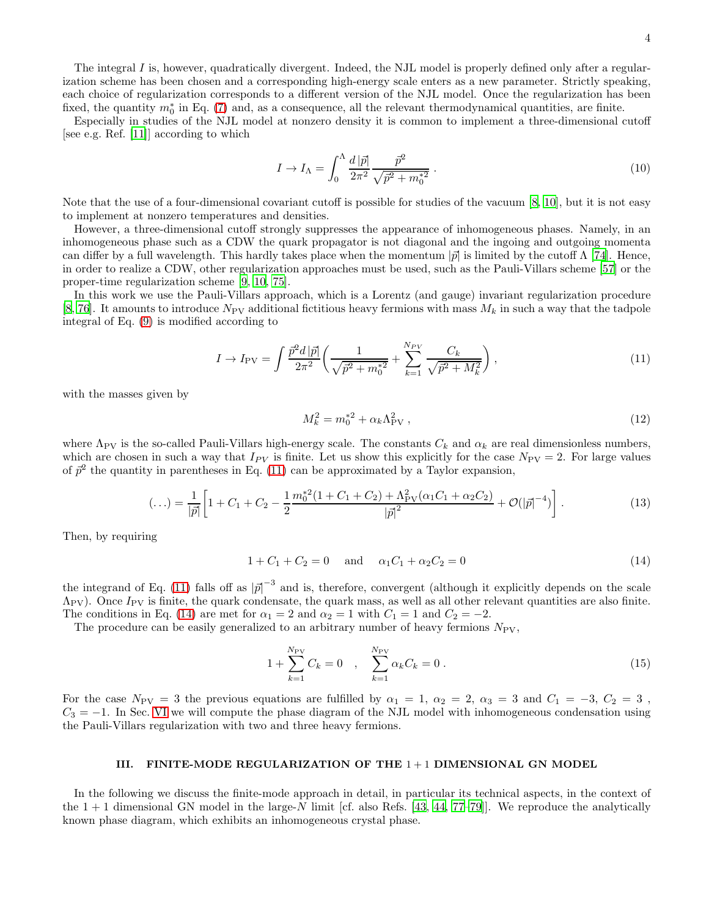The integral $I$ is, however, quadratically divergent. Indeed, the NJL model is properly defined only after a regularization scheme has been chosen and a corresponding high-energy scale enters as a new parameter. Strictly speaking, each choice of regularization corresponds to a different version of the NJL model. Once the regularization has been fixed, the quantity $m_0^*$ in Eq. (7) and, as a consequence, all the relevant thermodynamical quantities, are finite.

Especially in studies of the NJL model at nonzero density it is common to implement a three-dimensional cutoff [see e.g. Ref. [11]] according to which

$$I \to I_\Lambda = \int_0^\Lambda \frac{d\,|\vec{p}|}{2\pi^2} \frac{\vec{p}^2}{\sqrt{\vec{p}^2 + m_0^{*2}}} \,. \tag{10}$$

Note that the use of a four-dimensional covariant cutoff is possible for studies of the vacuum [8, 10], but it is not easy to implement at nonzero temperatures and densities.

However, a three-dimensional cutoff strongly suppresses the appearance of inhomogeneous phases. Namely, in an inhomogeneous phase such as a CDW the quark propagator is not diagonal and the ingoing and outgoing momenta can differ by a full wavelength. This hardly takes place when the momentum $|\vec{p}|$ is limited by the cutoff $\Lambda$ [74]. Hence, in order to realize a CDW, other regularization approaches must be used, such as the Pauli-Villars scheme [57] or the proper-time regularization scheme [9, 10, 75].

In this work we use the Pauli-Villars approach, which is a Lorentz (and gauge) invariant regularization procedure [8, 76]. It amounts to introduce $N_{\rm PV}$ additional fictitious heavy fermions with mass $M_k$ in such a way that the tadpole integral of Eq. (9) is modified according to

$$I \to I_{\rm PV} = \int \frac{\vec{p}^2 d\,|\vec{p}|}{2\pi^2} \left( \frac{1}{\sqrt{\vec{p}^2 + m_0^{*2}}} + \sum_{k=1}^{N_{PV}} \frac{C_k}{\sqrt{\vec{p}^2 + M_k^2}} \right) , \tag{11}$$

with the masses given by

$$M_k^2 = m_0^{*2} + \alpha_k \Lambda_{\rm PV}^2 \,, \tag{12}$$

where $\Lambda_{\rm PV}$ is the so-called Pauli-Villars high-energy scale. The constants $C_k$ and $\alpha_k$ are real dimensionless numbers, which are chosen in such a way that $I_{PV}$ is finite. Let us show this explicitly for the case $N_{\rm PV} = 2$. For large values of $\vec{p}^2$ the quantity in parentheses in Eq. (11) can be approximated by a Taylor expansion,

$$(\ldots) = \frac{1}{|\vec{p}|} \left[ 1 + C_1 + C_2 - \frac{1}{2} \frac{m_0^{*2}(1 + C_1 + C_2) + \Lambda_{\rm PV}^2(\alpha_1 C_1 + \alpha_2 C_2)}{|\vec{p}|^2} + \mathcal{O}(|\vec{p}|^{-4}) \right] . \tag{13}$$

Then, by requiring

$$1 + C_1 + C_2 = 0 \quad \text{and} \quad \alpha_1 C_1 + \alpha_2 C_2 = 0 \tag{14}$$

the integrand of Eq. (11) falls off as $|\vec{p}|^{-3}$ and is, therefore, convergent (although it explicitly depends on the scale $\Lambda_{\rm PV}$). Once $I_{\rm PV}$ is finite, the quark condensate, the quark mass, as well as all other relevant quantities are also finite. The conditions in Eq. (14) are met for $\alpha_1 = 2$ and $\alpha_2 = 1$ with $C_1 = 1$ and $C_2 = -2$.

The procedure can be easily generalized to an arbitrary number of heavy fermions $N_{\rm PV}$,

$$1 + \sum_{k=1}^{N_{\rm PV}} C_k = 0 \quad , \quad \sum_{k=1}^{N_{\rm PV}} \alpha_k C_k = 0 \,. \tag{15}$$

For the case $N_{\rm PV} = 3$ the previous equations are fulfilled by $\alpha_1 = 1$, $\alpha_2 = 2$, $\alpha_3 = 3$ and $C_1 = -3$, $C_2 = 3$, $C_3 = -1$. In Sec. VI we will compute the phase diagram of the NJL model with inhomogeneous condensation using the Pauli-Villars regularization with two and three heavy fermions.

## III. FINITE-MODE REGULARIZATION OF THE 1 + 1 DIMENSIONAL GN MODEL

In the following we discuss the finite-mode approach in detail, in particular its technical aspects, in the context of the $1 + 1$ dimensional GN model in the large-$N$ limit [cf. also Refs. [43, 44, 77–79]]. We reproduce the analytically known phase diagram, which exhibits an inhomogeneous crystal phase.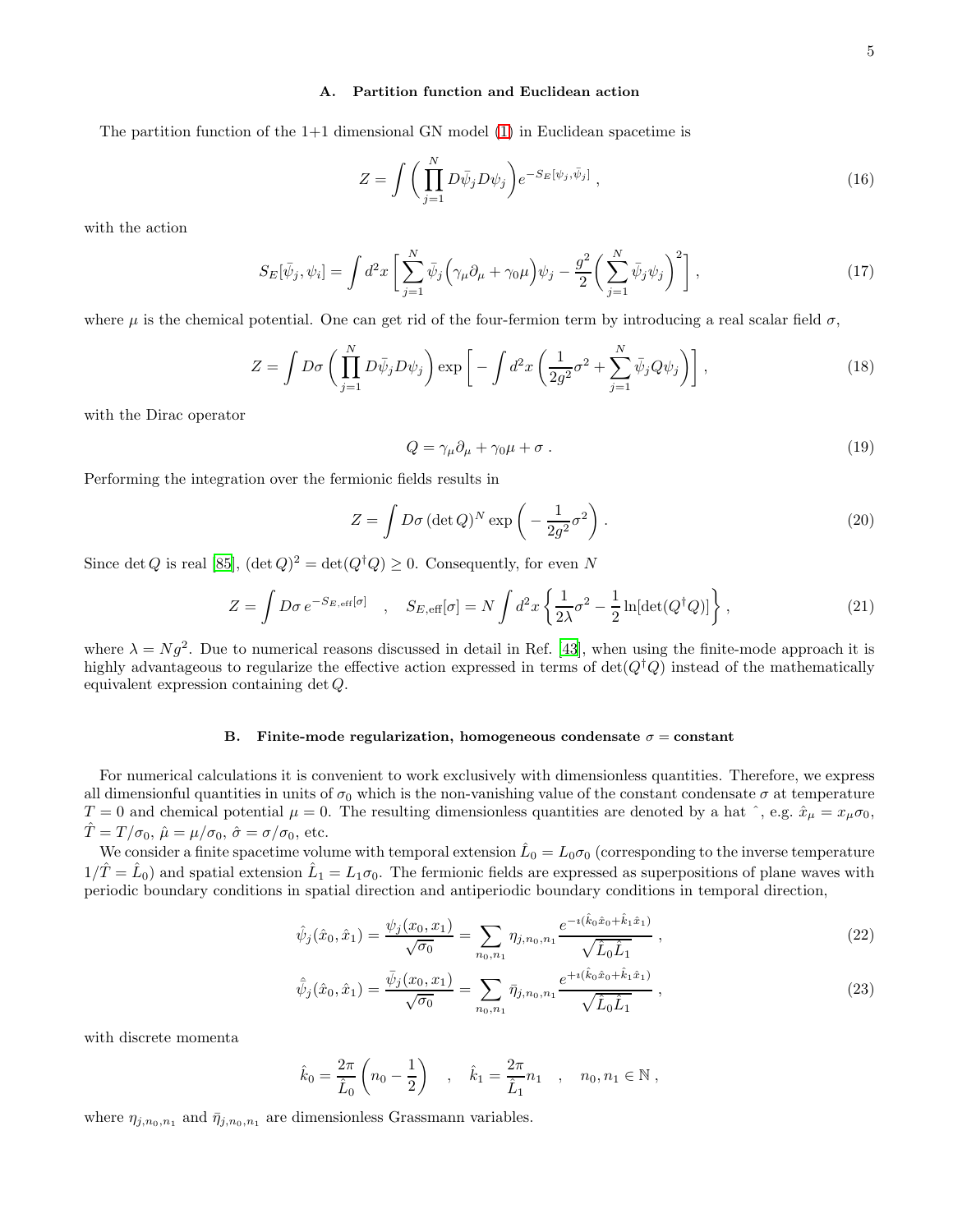### A. Partition function and Euclidean action

The partition function of the 1+1 dimensional GN model (1) in Euclidean spacetime is

$$Z = \int \bigg( \prod_{j=1}^{N} D\bar{\psi}_j D\psi_j \bigg) e^{-S_E[\psi_j, \bar{\psi}_j]} \;, \tag{16}$$

with the action

$$S_E[\bar{\psi}_j, \psi_i] = \int d^2x \, \bigg[ \sum_{j=1}^{N} \bar{\psi}_j \Big( \gamma_\mu \partial_\mu + \gamma_0 \mu \Big) \psi_j - \frac{g^2}{2} \bigg( \sum_{j=1}^{N} \bar{\psi}_j \psi_j \bigg)^2 \bigg] \;, \tag{17}$$

where $\mu$ is the chemical potential. One can get rid of the four-fermion term by introducing a real scalar field $\sigma$,

$$Z = \int D\sigma \, \bigg( \prod_{j=1}^{N} D\bar{\psi}_j D\psi_j \bigg) \exp \bigg[ - \int d^2x \, \bigg( \frac{1}{2g^2} \sigma^2 + \sum_{j=1}^{N} \bar{\psi}_j Q \psi_j \bigg) \bigg] \;, \tag{18}$$

with the Dirac operator

$$Q = \gamma_\mu \partial_\mu + \gamma_0 \mu + \sigma \;. \tag{19}$$

Performing the integration over the fermionic fields results in

$$Z = \int D\sigma \, (\det Q)^N \exp \bigg( - \frac{1}{2g^2} \sigma^2 \bigg) \;. \tag{20}$$

Since $\det Q$ is real [85], $(\det Q)^2 = \det(Q^\dagger Q) \geq 0$. Consequently, for even $N$

$$Z = \int D\sigma \, e^{-S_{E,\text{eff}}[\sigma]} \quad , \quad S_{E,\text{eff}}[\sigma] = N \int d^2x \, \bigg\{ \frac{1}{2\lambda} \sigma^2 - \frac{1}{2} \ln[\det(Q^\dagger Q)] \bigg\} \;, \tag{21}$$

where $\lambda = Ng^2$. Due to numerical reasons discussed in detail in Ref. [43], when using the finite-mode approach it is highly advantageous to regularize the effective action expressed in terms of $\det(Q^\dagger Q)$ instead of the mathematically equivalent expression containing $\det Q$.

### B. Finite-mode regularization, homogeneous condensate $\sigma = \text{constant}$

For numerical calculations it is convenient to work exclusively with dimensionless quantities. Therefore, we express all dimensionful quantities in units of $\sigma_0$ which is the non-vanishing value of the constant condensate $\sigma$ at temperature $T = 0$ and chemical potential $\mu = 0$. The resulting dimensionless quantities are denoted by a hat $\hat{}$, e.g. $\hat{x}_\mu = x_\mu \sigma_0$, $\hat{T} = T/\sigma_0$, $\hat{\mu} = \mu/\sigma_0$, $\hat{\sigma} = \sigma/\sigma_0$, etc.

We consider a finite spacetime volume with temporal extension $\hat{L}_0 = L_0 \sigma_0$ (corresponding to the inverse temperature $1/\hat{T} = \hat{L}_0$) and spatial extension $\hat{L}_1 = L_1 \sigma_0$. The fermionic fields are expressed as superpositions of plane waves with periodic boundary conditions in spatial direction and antiperiodic boundary conditions in temporal direction,

$$\hat{\psi}_j(\hat{x}_0, \hat{x}_1) = \frac{\psi_j(x_0, x_1)}{\sqrt{\sigma_0}} = \sum_{n_0, n_1} \eta_{j,n_0,n_1} \frac{e^{-\imath(\hat{k}_0 \hat{x}_0 + \hat{k}_1 \hat{x}_1)}}{\sqrt{\hat{L}_0 \hat{L}_1}} \;, \tag{22}$$

$$\hat{\bar{\psi}}_j(\hat{x}_0, \hat{x}_1) = \frac{\bar{\psi}_j(x_0, x_1)}{\sqrt{\sigma_0}} = \sum_{n_0, n_1} \bar{\eta}_{j,n_0,n_1} \frac{e^{+\imath(\hat{k}_0 \hat{x}_0 + \hat{k}_1 \hat{x}_1)}}{\sqrt{\hat{L}_0 \hat{L}_1}} \;, \tag{23}$$

with discrete momenta

$$\hat{k}_0 = \frac{2\pi}{\hat{L}_0} \bigg( n_0 - \frac{1}{2} \bigg) \quad , \quad \hat{k}_1 = \frac{2\pi}{\hat{L}_1} n_1 \quad , \quad n_0, n_1 \in \mathbb{N} \;,$$

where $\eta_{j,n_0,n_1}$ and $\bar{\eta}_{j,n_0,n_1}$ are dimensionless Grassmann variables.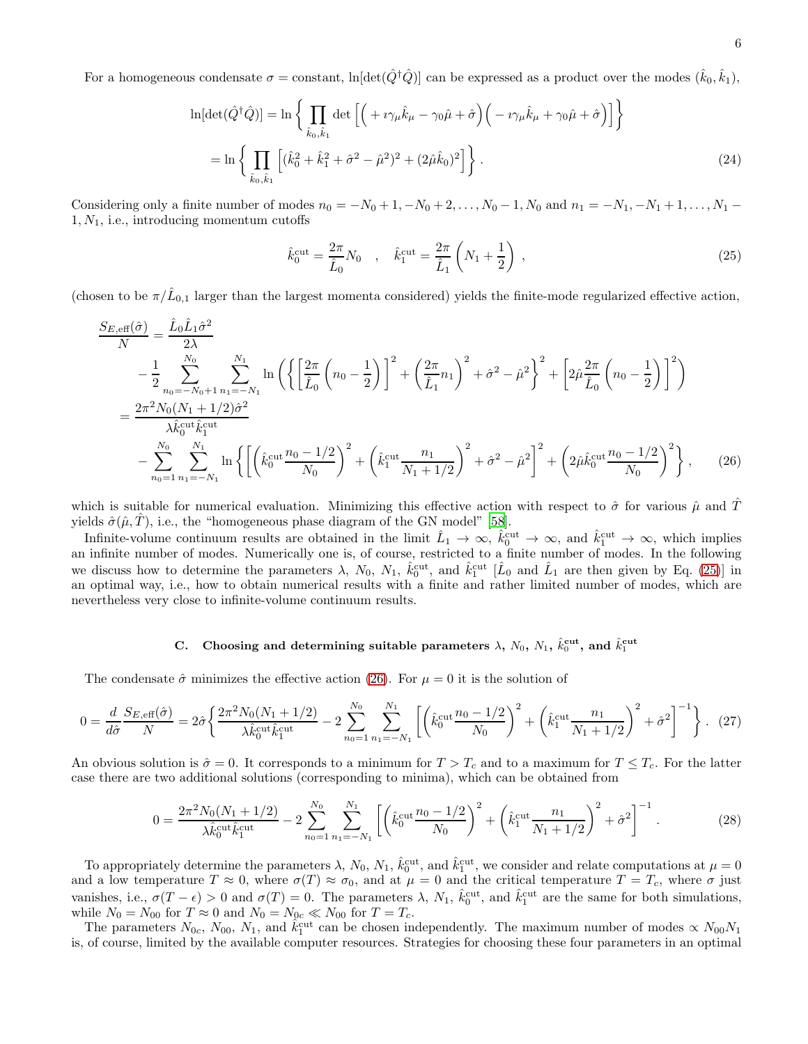For a homogeneous condensate $\sigma = \text{constant}$, $\ln[\det(\hat{Q}^\dagger \hat{Q})]$ can be expressed as a product over the modes $(\hat{k}_0, \hat{k}_1)$,

$$
\begin{aligned}
\ln[\det(\hat{Q}^\dagger \hat{Q})] &= \ln\bigg\{ \prod_{\hat{k}_0, \hat{k}_1} \det\Big[ \Big( +\imath\gamma_\mu \hat{k}_\mu - \gamma_0 \hat{\mu} + \hat{\sigma} \Big) \Big( -\imath\gamma_\mu \hat{k}_\mu + \gamma_0 \hat{\mu} + \hat{\sigma} \Big) \Big] \bigg\} \\
&= \ln\bigg\{ \prod_{\hat{k}_0, \hat{k}_1} \Big[ (\hat{k}_0^2 + \hat{k}_1^2 + \hat{\sigma}^2 - \hat{\mu}^2)^2 + (2\hat{\mu}\hat{k}_0)^2 \Big] \bigg\} .
\end{aligned} \tag{24}
$$

Considering only a finite number of modes $n_0 = -N_0 + 1, -N_0 + 2, \ldots, N_0 - 1, N_0$ and $n_1 = -N_1, -N_1 + 1, \ldots, N_1 - 1, N_1$, i.e., introducing momentum cutoffs

$$
\hat{k}_0^{\text{cut}} = \frac{2\pi}{\hat{L}_0} N_0 \quad , \quad \hat{k}_1^{\text{cut}} = \frac{2\pi}{\hat{L}_1} \left( N_1 + \frac{1}{2} \right) , \tag{25}
$$

(chosen to be $\pi/\hat{L}_{0,1}$ larger than the largest momenta considered) yields the finite-mode regularized effective action,

$$
\begin{aligned}
\frac{S_{E,\text{eff}}(\hat{\sigma})}{N} &= \frac{\hat{L}_0 \hat{L}_1 \hat{\sigma}^2}{2\lambda} \\
&\quad - \frac{1}{2} \sum_{n_0=-N_0+1}^{N_0} \sum_{n_1=-N_1}^{N_1} \ln\left( \left\{ \left[ \frac{2\pi}{\hat{L}_0} \left( n_0 - \frac{1}{2} \right) \right]^2 + \left( \frac{2\pi}{\hat{L}_1} n_1 \right)^2 + \hat{\sigma}^2 - \hat{\mu}^2 \right\}^2 + \left[ 2\hat{\mu} \frac{2\pi}{\hat{L}_0} \left( n_0 - \frac{1}{2} \right) \right]^2 \right) \\
&= \frac{2\pi^2 N_0 (N_1 + 1/2) \hat{\sigma}^2}{\lambda \hat{k}_0^{\text{cut}} \hat{k}_1^{\text{cut}}} \\
&\quad - \sum_{n_0=1}^{N_0} \sum_{n_1=-N_1}^{N_1} \ln\left\{ \left[ \left( \hat{k}_0^{\text{cut}} \frac{n_0 - 1/2}{N_0} \right)^2 + \left( \hat{k}_1^{\text{cut}} \frac{n_1}{N_1 + 1/2} \right)^2 + \hat{\sigma}^2 - \hat{\mu}^2 \right]^2 + \left( 2\hat{\mu} \hat{k}_0^{\text{cut}} \frac{n_0 - 1/2}{N_0} \right)^2 \right\} ,
\end{aligned} \tag{26}
$$

which is suitable for numerical evaluation. Minimizing this effective action with respect to $\hat{\sigma}$ for various $\hat{\mu}$ and $\hat{T}$ yields $\hat{\sigma}(\hat{\mu}, \hat{T})$, i.e., the "homogeneous phase diagram of the GN model" [58].

Infinite-volume continuum results are obtained in the limit $\hat{L}_1 \to \infty$, $\hat{k}_0^{\text{cut}} \to \infty$, and $\hat{k}_1^{\text{cut}} \to \infty$, which implies an infinite number of modes. Numerically one is, of course, restricted to a finite number of modes. In the following we discuss how to determine the parameters $\lambda$, $N_0$, $N_1$, $\hat{k}_0^{\text{cut}}$, and $\hat{k}_1^{\text{cut}}$ [$\hat{L}_0$ and $\hat{L}_1$ are then given by Eq. (25)] in an optimal way, i.e., how to obtain numerical results with a finite and rather limited number of modes, which are nevertheless very close to infinite-volume continuum results.

### C. Choosing and determining suitable parameters $\lambda$, $N_0$, $N_1$, $\hat{k}_0^{\text{cut}}$, and $\hat{k}_1^{\text{cut}}$

The condensate $\hat{\sigma}$ minimizes the effective action (26). For $\mu = 0$ it is the solution of

$$
0 = \frac{d}{d\hat{\sigma}} \frac{S_{E,\text{eff}}(\hat{\sigma})}{N} = 2\hat{\sigma} \left\{ \frac{2\pi^2 N_0 (N_1 + 1/2)}{\lambda \hat{k}_0^{\text{cut}} \hat{k}_1^{\text{cut}}} - 2 \sum_{n_0=1}^{N_0} \sum_{n_1=-N_1}^{N_1} \left[ \left( \hat{k}_0^{\text{cut}} \frac{n_0 - 1/2}{N_0} \right)^2 + \left( \hat{k}_1^{\text{cut}} \frac{n_1}{N_1 + 1/2} \right)^2 + \hat{\sigma}^2 \right]^{-1} \right\} . \tag{27}
$$

An obvious solution is $\hat{\sigma} = 0$. It corresponds to a minimum for $T > T_c$ and to a maximum for $T \leq T_c$. For the latter case there are two additional solutions (corresponding to minima), which can be obtained from

$$
0 = \frac{2\pi^2 N_0 (N_1 + 1/2)}{\lambda \hat{k}_0^{\text{cut}} \hat{k}_1^{\text{cut}}} - 2 \sum_{n_0=1}^{N_0} \sum_{n_1=-N_1}^{N_1} \left[ \left( \hat{k}_0^{\text{cut}} \frac{n_0 - 1/2}{N_0} \right)^2 + \left( \hat{k}_1^{\text{cut}} \frac{n_1}{N_1 + 1/2} \right)^2 + \hat{\sigma}^2 \right]^{-1} . \tag{28}
$$

To appropriately determine the parameters $\lambda$, $N_0$, $N_1$, $\hat{k}_0^{\text{cut}}$, and $\hat{k}_1^{\text{cut}}$, we consider and relate computations at $\mu = 0$ and a low temperature $T \approx 0$, where $\sigma(T) \approx \sigma_0$, and at $\mu = 0$ and the critical temperature $T = T_c$, where $\sigma$ just vanishes, i.e., $\sigma(T - \epsilon) > 0$ and $\sigma(T) = 0$. The parameters $\lambda$, $N_1$, $\hat{k}_0^{\text{cut}}$, and $\hat{k}_1^{\text{cut}}$ are the same for both simulations, while $N_0 = N_{00}$ for $T \approx 0$ and $N_0 = N_{0c} \ll N_{00}$ for $T = T_c$.

The parameters $N_{0c}$, $N_{00}$, $N_1$, and $\hat{k}_1^{\text{cut}}$ can be chosen independently. The maximum number of modes $\propto N_{00} N_1$ is, of course, limited by the available computer resources. Strategies for choosing these four parameters in an optimal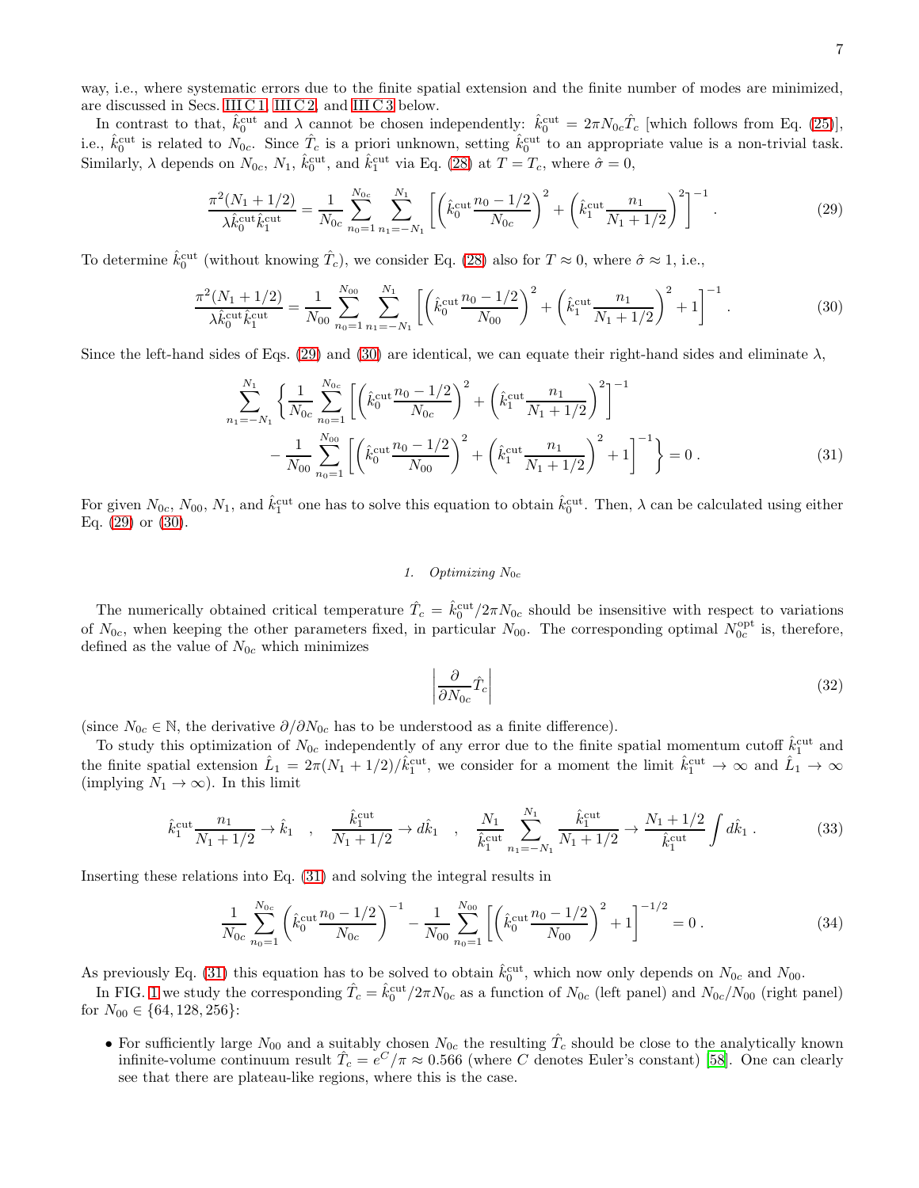way, i.e., where systematic errors due to the finite spatial extension and the finite number of modes are minimized, are discussed in Secs. III C 1, III C 2, and III C 3 below.

In contrast to that, $\hat{k}_0^{\rm cut}$ and $\lambda$ cannot be chosen independently: $\hat{k}_0^{\rm cut} = 2\pi N_{0c} \hat{T}_c$ [which follows from Eq. (25)], i.e., $\hat{k}_0^{\rm cut}$ is related to $N_{0c}$. Since $\hat{T}_c$ is a priori unknown, setting $\hat{k}_0^{\rm cut}$ to an appropriate value is a non-trivial task. Similarly, $\lambda$ depends on $N_{0c}$, $N_1$, $\hat{k}_0^{\rm cut}$, and $\hat{k}_1^{\rm cut}$ via Eq. (28) at $T = T_c$, where $\hat{\sigma} = 0$,

$$\frac{\pi^2 (N_1 + 1/2)}{\lambda \hat{k}_0^{\rm cut} \hat{k}_1^{\rm cut}} = \frac{1}{N_{0c}} \sum_{n_0=1}^{N_{0c}} \sum_{n_1=-N_1}^{N_1} \left[ \left( \hat{k}_0^{\rm cut} \frac{n_0 - 1/2}{N_{0c}} \right)^2 + \left( \hat{k}_1^{\rm cut} \frac{n_1}{N_1 + 1/2} \right)^2 \right]^{-1} . \tag{29}$$

To determine $\hat{k}_0^{\rm cut}$ (without knowing $\hat{T}_c$), we consider Eq. (28) also for $T \approx 0$, where $\hat{\sigma} \approx 1$, i.e.,

$$\frac{\pi^2 (N_1 + 1/2)}{\lambda \hat{k}_0^{\rm cut} \hat{k}_1^{\rm cut}} = \frac{1}{N_{00}} \sum_{n_0=1}^{N_{00}} \sum_{n_1=-N_1}^{N_1} \left[ \left( \hat{k}_0^{\rm cut} \frac{n_0 - 1/2}{N_{00}} \right)^2 + \left( \hat{k}_1^{\rm cut} \frac{n_1}{N_1 + 1/2} \right)^2 + 1 \right]^{-1} . \tag{30}$$

Since the left-hand sides of Eqs. (29) and (30) are identical, we can equate their right-hand sides and eliminate $\lambda$,

$$\sum_{n_1=-N_1}^{N_1} \left\{ \frac{1}{N_{0c}} \sum_{n_0=1}^{N_{0c}} \left[ \left( \hat{k}_0^{\rm cut} \frac{n_0 - 1/2}{N_{0c}} \right)^2 + \left( \hat{k}_1^{\rm cut} \frac{n_1}{N_1 + 1/2} \right)^2 \right]^{-1} \right.$$
$$\left. - \frac{1}{N_{00}} \sum_{n_0=1}^{N_{00}} \left[ \left( \hat{k}_0^{\rm cut} \frac{n_0 - 1/2}{N_{00}} \right)^2 + \left( \hat{k}_1^{\rm cut} \frac{n_1}{N_1 + 1/2} \right)^2 + 1 \right]^{-1} \right\} = 0 . \tag{31}$$

For given $N_{0c}$, $N_{00}$, $N_1$, and $\hat{k}_1^{\rm cut}$ one has to solve this equation to obtain $\hat{k}_0^{\rm cut}$. Then, $\lambda$ can be calculated using either Eq. (29) or (30).

#### 1. Optimizing $N_{0c}$

The numerically obtained critical temperature $\hat{T}_c = \hat{k}_0^{\rm cut}/2\pi N_{0c}$ should be insensitive with respect to variations of $N_{0c}$, when keeping the other parameters fixed, in particular $N_{00}$. The corresponding optimal $N_{0c}^{\rm opt}$ is, therefore, defined as the value of $N_{0c}$ which minimizes

$$\left| \frac{\partial}{\partial N_{0c}} \hat{T}_c \right| \tag{32}$$

(since $N_{0c} \in \mathbb{N}$, the derivative $\partial/\partial N_{0c}$ has to be understood as a finite difference).

To study this optimization of $N_{0c}$ independently of any error due to the finite spatial momentum cutoff $\hat{k}_1^{\rm cut}$ and the finite spatial extension $\hat{L}_1 = 2\pi(N_1 + 1/2)/\hat{k}_1^{\rm cut}$, we consider for a moment the limit $\hat{k}_1^{\rm cut} \to \infty$ and $\hat{L}_1 \to \infty$ (implying $N_1 \to \infty$). In this limit

$$\hat{k}_1^{\rm cut} \frac{n_1}{N_1 + 1/2} \to \hat{k}_1 \quad , \quad \frac{\hat{k}_1^{\rm cut}}{N_1 + 1/2} \to d\hat{k}_1 \quad , \quad \frac{N_1}{\hat{k}_1^{\rm cut}} \sum_{n_1=-N_1}^{N_1} \frac{\hat{k}_1^{\rm cut}}{N_1 + 1/2} \to \frac{N_1 + 1/2}{\hat{k}_1^{\rm cut}} \int d\hat{k}_1 . \tag{33}$$

Inserting these relations into Eq. (31) and solving the integral results in

$$\frac{1}{N_{0c}} \sum_{n_0=1}^{N_{0c}} \left( \hat{k}_0^{\rm cut} \frac{n_0 - 1/2}{N_{0c}} \right)^{-1} - \frac{1}{N_{00}} \sum_{n_0=1}^{N_{00}} \left[ \left( \hat{k}_0^{\rm cut} \frac{n_0 - 1/2}{N_{00}} \right)^2 + 1 \right]^{-1/2} = 0 . \tag{34}$$

As previously Eq. (31) this equation has to be solved to obtain $\hat{k}_0^{\rm cut}$, which now only depends on $N_{0c}$ and $N_{00}$.

In FIG. 1 we study the corresponding $\hat{T}_c = \hat{k}_0^{\rm cut}/2\pi N_{0c}$ as a function of $N_{0c}$ (left panel) and $N_{0c}/N_{00}$ (right panel) for $N_{00} \in \{64, 128, 256\}$:

- For sufficiently large $N_{00}$ and a suitably chosen $N_{0c}$ the resulting $\hat{T}_c$ should be close to the analytically known infinite-volume continuum result $\hat{T}_c = e^C/\pi \approx 0.566$ (where $C$ denotes Euler's constant) [58]. One can clearly see that there are plateau-like regions, where this is the case.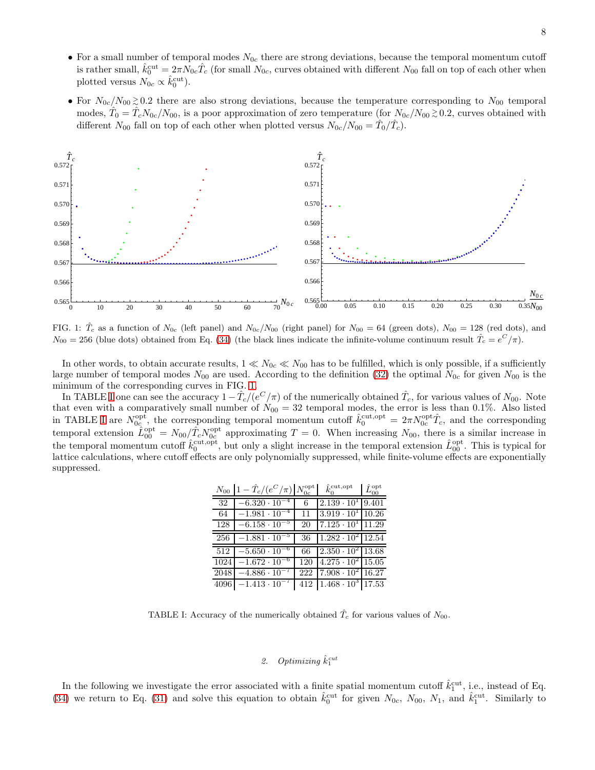- For a small number of temporal modes $N_{0c}$ there are strong deviations, because the temporal momentum cutoff is rather small, $\hat{k}_0^{\text{cut}} = 2\pi N_{0c}\hat{T}_c$ (for small $N_{0c}$, curves obtained with different $N_{00}$ fall on top of each other when plotted versus $N_{0c} \propto \hat{k}_0^{\text{cut}}$).

- For $N_{0c}/N_{00} \gtrsim 0.2$ there are also strong deviations, because the temperature corresponding to $N_{00}$ temporal modes, $\hat{T}_0 = \hat{T}_c N_{0c}/N_{00}$, is a poor approximation of zero temperature (for $N_{0c}/N_{00} \gtrsim 0.2$, curves obtained with different $N_{00}$ fall on top of each other when plotted versus $N_{0c}/N_{00} = \hat{T}_0/\hat{T}_c$).

FIG. 1: $\hat{T}_c$ as a function of $N_{0c}$ (left panel) and $N_{0c}/N_{00}$ (right panel) for $N_{00} = 64$ (green dots), $N_{00} = 128$ (red dots), and $N_{00} = 256$ (blue dots) obtained from Eq. (34) (the black lines indicate the infinite-volume continuum result $\hat{T}_c = e^C/\pi$).

In other words, to obtain accurate results, $1 \ll N_{0c} \ll N_{00}$ has to be fulfilled, which is only possible, if a sufficiently large number of temporal modes $N_{00}$ are used. According to the definition (32) the optimal $N_{0c}$ for given $N_{00}$ is the minimum of the corresponding curves in FIG. 1.

In TABLE I one can see the accuracy $1 - \hat{T}_c/(e^C/\pi)$ of the numerically obtained $\hat{T}_c$, for various values of $N_{00}$. Note that even with a comparatively small number of $N_{00} = 32$ temporal modes, the error is less than 0.1%. Also listed in TABLE I are $N_{0c}^{\text{opt}}$, the corresponding temporal momentum cutoff $\hat{k}_0^{\text{cut,opt}} = 2\pi N_{0c}^{\text{opt}}\hat{T}_c$, and the corresponding temporal extension $\hat{L}_{00}^{\text{opt}} = N_{00}/\hat{T}_c N_{0c}^{\text{opt}}$ approximating $T = 0$. When increasing $N_{00}$, there is a similar increase in the temporal momentum cutoff $\hat{k}_0^{\text{cut,opt}}$, but only a slight increase in the temporal extension $\hat{L}_{00}^{\text{opt}}$. This is typical for lattice calculations, where cutoff effects are only polynomially suppressed, while finite-volume effects are exponentially suppressed.

| $N_{00}$ | $1 - \hat{T}_c/(e^C/\pi)$ | $N_{0c}^{\text{opt}}$ | $\hat{k}_0^{\text{cut,opt}}$ | $\hat{L}_{00}^{\text{opt}}$ |
|---|---|---|---|---|
| 32 | $-6.320 \cdot 10^{-4}$ | 6 | $2.139 \cdot 10^{1}$ | 9.401 |
| 64 | $-1.981 \cdot 10^{-4}$ | 11 | $3.919 \cdot 10^{1}$ | 10.26 |
| 128 | $-6.158 \cdot 10^{-5}$ | 20 | $7.125 \cdot 10^{1}$ | 11.29 |
| 256 | $-1.881 \cdot 10^{-5}$ | 36 | $1.282 \cdot 10^{2}$ | 12.54 |
| 512 | $-5.650 \cdot 10^{-6}$ | 66 | $2.350 \cdot 10^{2}$ | 13.68 |
| 1024 | $-1.672 \cdot 10^{-6}$ | 120 | $4.275 \cdot 10^{2}$ | 15.05 |
| 2048 | $-4.886 \cdot 10^{-7}$ | 222 | $7.908 \cdot 10^{2}$ | 16.27 |
| 4096 | $-1.413 \cdot 10^{-7}$ | 412 | $1.468 \cdot 10^{3}$ | 17.53 |

TABLE I: Accuracy of the numerically obtained $\hat{T}_c$ for various values of $N_{00}$.

### 2. Optimizing $\hat{k}_1^{cut}$

In the following we investigate the error associated with a finite spatial momentum cutoff $\hat{k}_1^{\text{cut}}$, i.e., instead of Eq. (34) we return to Eq. (31) and solve this equation to obtain $\hat{k}_0^{\text{cut}}$ for given $N_{0c}$, $N_{00}$, $N_1$, and $\hat{k}_1^{\text{cut}}$. Similarly to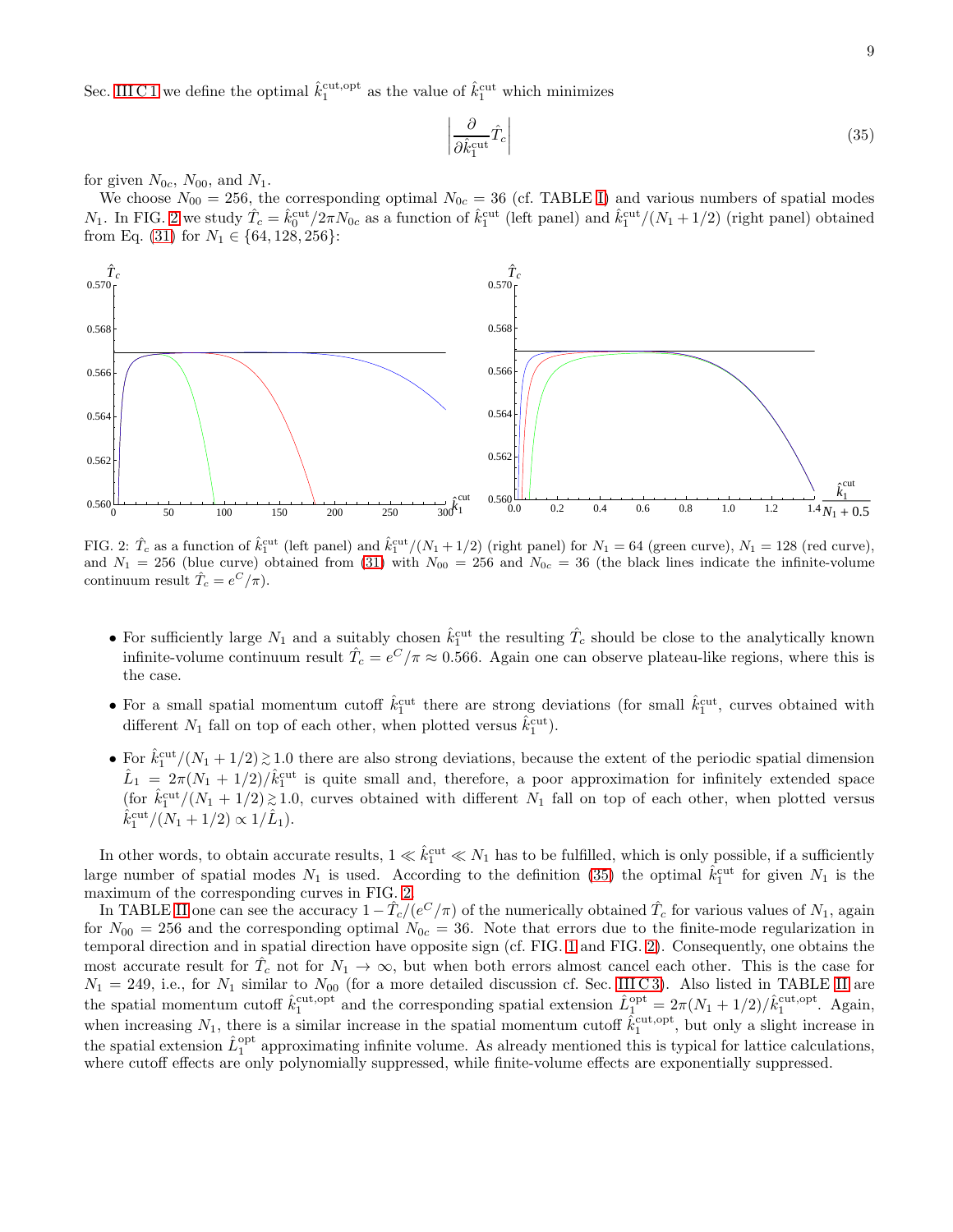Sec. III C 1 we define the optimal $\hat{k}_1^{\text{cut,opt}}$ as the value of $\hat{k}_1^{\text{cut}}$ which minimizes

$$\left| \frac{\partial}{\partial \hat{k}_1^{\text{cut}}} \hat{T}_c \right| \tag{35}$$

for given $N_{0c}$, $N_{00}$, and $N_1$.

We choose $N_{00} = 256$, the corresponding optimal $N_{0c} = 36$ (cf. TABLE I) and various numbers of spatial modes $N_1$. In FIG. 2 we study $\hat{T}_c = \hat{k}_0^{\text{cut}}/2\pi N_{0c}$ as a function of $\hat{k}_1^{\text{cut}}$ (left panel) and $\hat{k}_1^{\text{cut}}/(N_1 + 1/2)$ (right panel) obtained from Eq. (31) for $N_1 \in \{64, 128, 256\}$:

FIG. 2: $\hat{T}_c$ as a function of $\hat{k}_1^{\text{cut}}$ (left panel) and $\hat{k}_1^{\text{cut}}/(N_1 + 1/2)$ (right panel) for $N_1 = 64$ (green curve), $N_1 = 128$ (red curve), and $N_1 = 256$ (blue curve) obtained from (31) with $N_{00} = 256$ and $N_{0c} = 36$ (the black lines indicate the infinite-volume continuum result $\hat{T}_c = e^C/\pi$).

- For sufficiently large $N_1$ and a suitably chosen $\hat{k}_1^{\text{cut}}$ the resulting $\hat{T}_c$ should be close to the analytically known infinite-volume continuum result $\hat{T}_c = e^C/\pi \approx 0.566$. Again one can observe plateau-like regions, where this is the case.
- For a small spatial momentum cutoff $\hat{k}_1^{\text{cut}}$ there are strong deviations (for small $\hat{k}_1^{\text{cut}}$, curves obtained with different $N_1$ fall on top of each other, when plotted versus $\hat{k}_1^{\text{cut}}$).
- For $\hat{k}_1^{\text{cut}}/(N_1 + 1/2) \gtrsim 1.0$ there are also strong deviations, because the extent of the periodic spatial dimension $\hat{L}_1 = 2\pi(N_1 + 1/2)/\hat{k}_1^{\text{cut}}$ is quite small and, therefore, a poor approximation for infinitely extended space (for $\hat{k}_1^{\text{cut}}/(N_1 + 1/2) \gtrsim 1.0$, curves obtained with different $N_1$ fall on top of each other, when plotted versus $\hat{k}_1^{\text{cut}}/(N_1 + 1/2) \propto 1/\hat{L}_1$).

In other words, to obtain accurate results, $1 \ll \hat{k}_1^{\text{cut}} \ll N_1$ has to be fulfilled, which is only possible, if a sufficiently large number of spatial modes $N_1$ is used. According to the definition (35) the optimal $\hat{k}_1^{\text{cut}}$ for given $N_1$ is the maximum of the corresponding curves in FIG. 2.

In TABLE II one can see the accuracy $1 - \hat{T}_c/(e^C/\pi)$ of the numerically obtained $\hat{T}_c$ for various values of $N_1$, again for $N_{00} = 256$ and the corresponding optimal $N_{0c} = 36$. Note that errors due to the finite-mode regularization in temporal direction and in spatial direction have opposite sign (cf. FIG. 1 and FIG. 2). Consequently, one obtains the most accurate result for $\hat{T}_c$ not for $N_1 \to \infty$, but when both errors almost cancel each other. This is the case for $N_1 = 249$, i.e., for $N_1$ similar to $N_{00}$ (for a more detailed discussion cf. Sec. III C 3). Also listed in TABLE II are the spatial momentum cutoff $\hat{k}_1^{\text{cut,opt}}$ and the corresponding spatial extension $\hat{L}_1^{\text{opt}} = 2\pi(N_1 + 1/2)/\hat{k}_1^{\text{cut,opt}}$. Again, when increasing $N_1$, there is a similar increase in the spatial momentum cutoff $\hat{k}_1^{\text{cut,opt}}$, but only a slight increase in the spatial extension $\hat{L}_1^{\text{opt}}$ approximating infinite volume. As already mentioned this is typical for lattice calculations, where cutoff effects are only polynomially suppressed, while finite-volume effects are exponentially suppressed.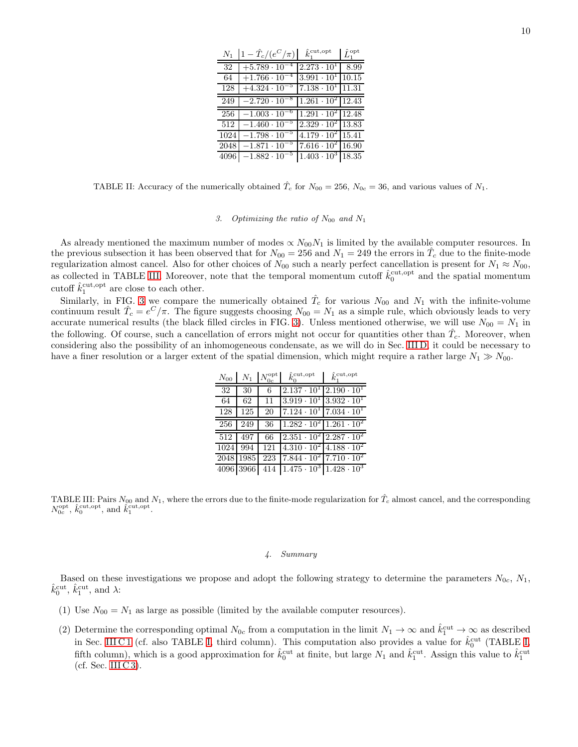| $N_1$ | $1 - \hat{T}_c/(e^C/\pi)$ | $\hat{k}_1^{\text{cut,opt}}$ | $\hat{L}_1^{\text{opt}}$ |
|---|---|---|---|
| 32 | $+5.789 \cdot 10^{-4}$ | $2.273 \cdot 10^{1}$ | 8.99 |
| 64 | $+1.766 \cdot 10^{-4}$ | $3.991 \cdot 10^{1}$ | 10.15 |
| 128 | $+4.324 \cdot 10^{-5}$ | $7.138 \cdot 10^{1}$ | 11.31 |
| 249 | $-2.720 \cdot 10^{-8}$ | $1.261 \cdot 10^{2}$ | 12.43 |
| 256 | $-1.003 \cdot 10^{-6}$ | $1.291 \cdot 10^{2}$ | 12.48 |
| 512 | $-1.460 \cdot 10^{-5}$ | $2.329 \cdot 10^{2}$ | 13.83 |
| 1024 | $-1.798 \cdot 10^{-5}$ | $4.179 \cdot 10^{2}$ | 15.41 |
| 2048 | $-1.871 \cdot 10^{-5}$ | $7.616 \cdot 10^{2}$ | 16.90 |
| 4096 | $-1.882 \cdot 10^{-5}$ | $1.403 \cdot 10^{3}$ | 18.35 |

TABLE II: Accuracy of the numerically obtained $\hat{T}_c$ for $N_{00} = 256$, $N_{0c} = 36$, and various values of $N_1$.

### 3. Optimizing the ratio of $N_{00}$ and $N_1$

As already mentioned the maximum number of modes $\propto N_{00}N_1$ is limited by the available computer resources. In the previous subsection it has been observed that for $N_{00} = 256$ and $N_1 = 249$ the errors in $\hat{T}_c$ due to the finite-mode regularization almost cancel. Also for other choices of $N_{00}$ such a nearly perfect cancellation is present for $N_1 \approx N_{00}$, as collected in TABLE III. Moreover, note that the temporal momentum cutoff $\hat{k}_0^{\text{cut,opt}}$ and the spatial momentum cutoff $\hat{k}_1^{\text{cut,opt}}$ are close to each other.

Similarly, in FIG. 3 we compare the numerically obtained $\hat{T}_c$ for various $N_{00}$ and $N_1$ with the infinite-volume continuum result $\hat{T}_c = e^C/\pi$. The figure suggests choosing $N_{00} = N_1$ as a simple rule, which obviously leads to very accurate numerical results (the black filled circles in FIG. 3). Unless mentioned otherwise, we will use $N_{00} = N_1$ in the following. Of course, such a cancellation of errors might not occur for quantities other than $\hat{T}_c$. Moreover, when considering also the possibility of an inhomogeneous condensate, as we will do in Sec. III D, it could be necessary to have a finer resolution or a larger extent of the spatial dimension, which might require a rather large $N_1 \gg N_{00}$.

| $N_{00}$ | $N_1$ | $N_{0c}^{\text{opt}}$ | $\hat{k}_0^{\text{cut,opt}}$ | $\hat{k}_1^{\text{cut,opt}}$ |
|---|---|---|---|---|
| 32 | 30 | 6 | $2.137 \cdot 10^{1}$ | $2.190 \cdot 10^{1}$ |
| 64 | 62 | 11 | $3.919 \cdot 10^{1}$ | $3.932 \cdot 10^{1}$ |
| 128 | 125 | 20 | $7.124 \cdot 10^{1}$ | $7.034 \cdot 10^{1}$ |
| 256 | 249 | 36 | $1.282 \cdot 10^{2}$ | $1.261 \cdot 10^{2}$ |
| 512 | 497 | 66 | $2.351 \cdot 10^{2}$ | $2.287 \cdot 10^{2}$ |
| 1024 | 994 | 121 | $4.310 \cdot 10^{2}$ | $4.188 \cdot 10^{2}$ |
| 2048 | 1985 | 223 | $7.844 \cdot 10^{2}$ | $7.710 \cdot 10^{2}$ |
| 4096 | 3966 | 414 | $1.475 \cdot 10^{3}$ | $1.428 \cdot 10^{3}$ |

TABLE III: Pairs $N_{00}$ and $N_1$, where the errors due to the finite-mode regularization for $\hat{T}_c$ almost cancel, and the corresponding $N_{0c}^{\text{opt}}$, $\hat{k}_0^{\text{cut,opt}}$, and $\hat{k}_1^{\text{cut,opt}}$.

### 4. Summary

Based on these investigations we propose and adopt the following strategy to determine the parameters $N_{0c}$, $N_1$, $\hat{k}_0^{\text{cut}}$, $\hat{k}_1^{\text{cut}}$, and $\lambda$:

(1) Use $N_{00} = N_1$ as large as possible (limited by the available computer resources).

(2) Determine the corresponding optimal $N_{0c}$ from a computation in the limit $N_1 \to \infty$ and $\hat{k}_1^{\text{cut}} \to \infty$ as described in Sec. III C 1 (cf. also TABLE I, third column). This computation also provides a value for $\hat{k}_0^{\text{cut}}$ (TABLE I, fifth column), which is a good approximation for $\hat{k}_0^{\text{cut}}$ at finite, but large $N_1$ and $\hat{k}_1^{\text{cut}}$. Assign this value to $\hat{k}_1^{\text{cut}}$ (cf. Sec. III C 3).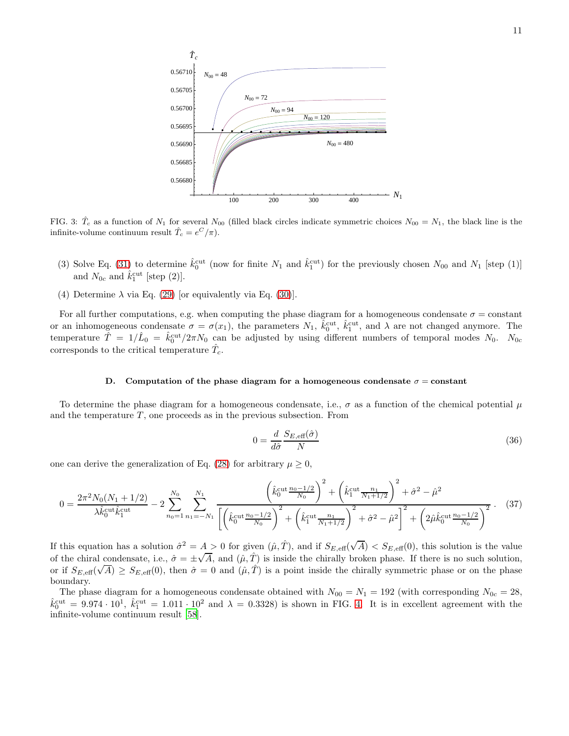FIG. 3: $\hat{T}_c$ as a function of $N_1$ for several $N_{00}$ (filled black circles indicate symmetric choices $N_{00} = N_1$, the black line is the infinite-volume continuum result $\hat{T}_c = e^C/\pi$).

(3) Solve Eq. (31) to determine $\hat{k}_0^{\rm cut}$ (now for finite $N_1$ and $\hat{k}_1^{\rm cut}$) for the previously chosen $N_{00}$ and $N_1$ [step (1)] and $N_{0c}$ and $\hat{k}_1^{\rm cut}$ [step (2)].

(4) Determine $\lambda$ via Eq. (29) [or equivalently via Eq. (30)].

For all further computations, e.g. when computing the phase diagram for a homogeneous condensate $\sigma = $ constant or an inhomogeneous condensate $\sigma = \sigma(x_1)$, the parameters $N_1$, $\hat{k}_0^{\rm cut}$, $\hat{k}_1^{\rm cut}$, and $\lambda$ are not changed anymore. The temperature $\hat{T} = 1/\hat{L}_0 = \hat{k}_0^{\rm cut}/2\pi N_0$ can be adjusted by using different numbers of temporal modes $N_0$. $N_{0c}$ corresponds to the critical temperature $\hat{T}_c$.

### D. Computation of the phase diagram for a homogeneous condensate $\sigma = $ constant

To determine the phase diagram for a homogeneous condensate, i.e., $\sigma$ as a function of the chemical potential $\mu$ and the temperature $T$, one proceeds as in the previous subsection. From

$$0 = \frac{d}{d\hat{\sigma}} \frac{S_{E,\rm eff}(\hat{\sigma})}{N} \tag{36}$$

one can derive the generalization of Eq. (28) for arbitrary $\mu \geq 0$,

$$0 = \frac{2\pi^2 N_0 (N_1 + 1/2)}{\lambda \hat{k}_0^{\rm cut} \hat{k}_1^{\rm cut}} - 2 \sum_{n_0=1}^{N_0} \sum_{n_1=-N_1}^{N_1} \frac{\left(\hat{k}_0^{\rm cut} \frac{n_0 - 1/2}{N_0}\right)^2 + \left(\hat{k}_1^{\rm cut} \frac{n_1}{N_1 + 1/2}\right)^2 + \hat{\sigma}^2 - \hat{\mu}^2}{\left[\left(\hat{k}_0^{\rm cut} \frac{n_0 - 1/2}{N_0}\right)^2 + \left(\hat{k}_1^{\rm cut} \frac{n_1}{N_1 + 1/2}\right)^2 + \hat{\sigma}^2 - \hat{\mu}^2\right]^2 + \left(2\hat{\mu}\hat{k}_0^{\rm cut} \frac{n_0 - 1/2}{N_0}\right)^2} . \tag{37}$$

If this equation has a solution $\hat{\sigma}^2 = A > 0$ for given $(\hat{\mu}, \hat{T})$, and if $S_{E,\rm eff}(\sqrt{A}) < S_{E,\rm eff}(0)$, this solution is the value of the chiral condensate, i.e., $\hat{\sigma} = \pm\sqrt{A}$, and $(\hat{\mu}, \hat{T})$ is inside the chirally broken phase. If there is no such solution, or if $S_{E,\rm eff}(\sqrt{A}) \geq S_{E,\rm eff}(0)$, then $\hat{\sigma} = 0$ and $(\hat{\mu}, \hat{T})$ is a point inside the chirally symmetric phase or on the phase boundary.

The phase diagram for a homogeneous condensate obtained with $N_{00} = N_1 = 192$ (with corresponding $N_{0c} = 28$, $\hat{k}_0^{\rm cut} = 9.974 \cdot 10^1$, $\hat{k}_1^{\rm cut} = 1.011 \cdot 10^2$ and $\lambda = 0.3328$) is shown in FIG. 4. It is in excellent agreement with the infinite-volume continuum result [58].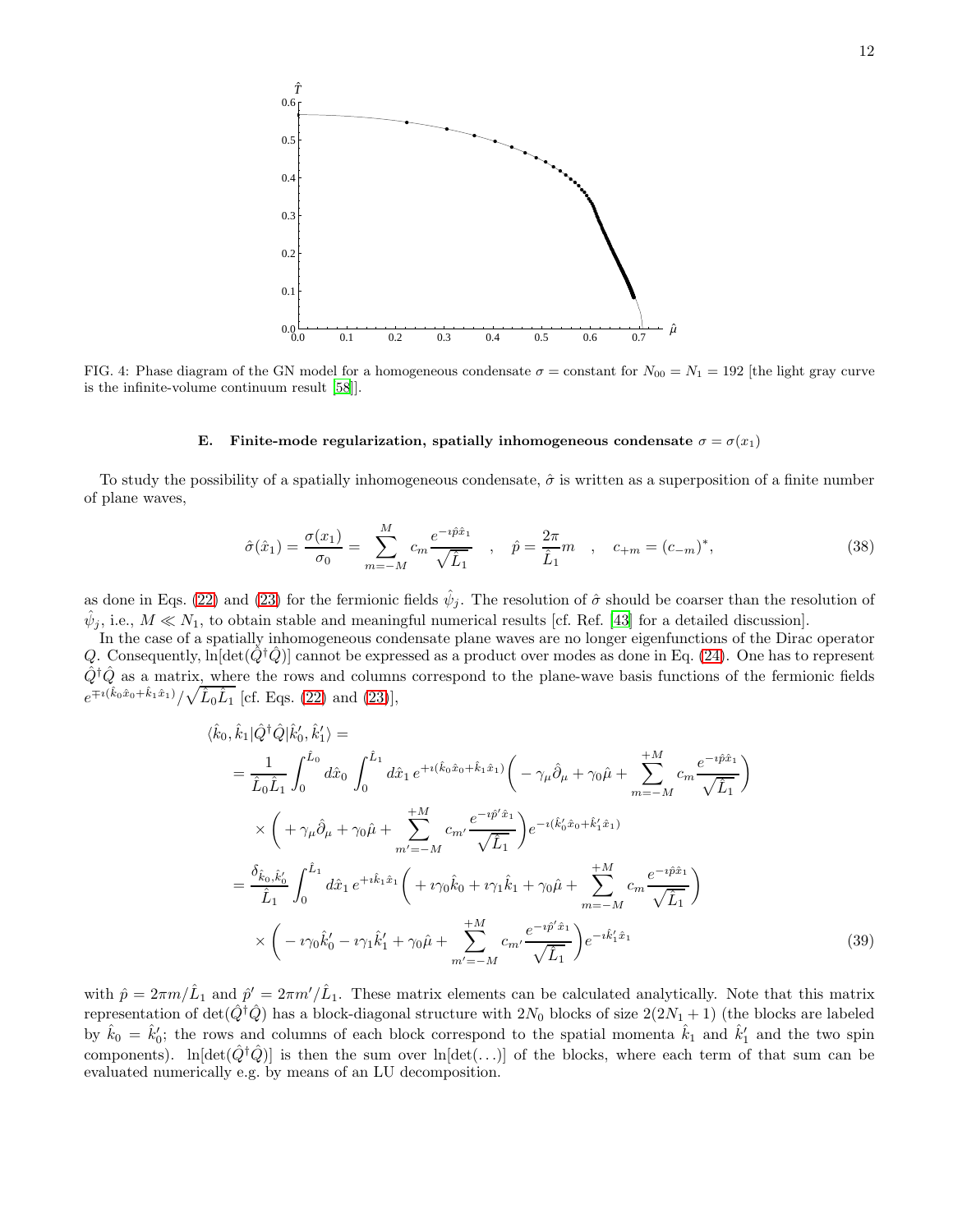FIG. 4: Phase diagram of the GN model for a homogeneous condensate $\sigma =$ constant for $N_{00} = N_1 = 192$ [the light gray curve is the infinite-volume continuum result [58]].

### E. Finite-mode regularization, spatially inhomogeneous condensate $\sigma = \sigma(x_1)$

To study the possibility of a spatially inhomogeneous condensate, $\hat{\sigma}$ is written as a superposition of a finite number of plane waves,

$$\hat{\sigma}(\hat{x}_1) = \frac{\sigma(x_1)}{\sigma_0} = \sum_{m=-M}^{M} c_m \frac{e^{-\imath \hat{p} \hat{x}_1}}{\sqrt{\hat{L}_1}} \quad , \quad \hat{p} = \frac{2\pi}{\hat{L}_1} m \quad , \quad c_{+m} = (c_{-m})^*, \tag{38}$$

as done in Eqs. (22) and (23) for the fermionic fields $\hat{\psi}_j$. The resolution of $\hat{\sigma}$ should be coarser than the resolution of $\hat{\psi}_j$, i.e., $M \ll N_1$, to obtain stable and meaningful numerical results [cf. Ref. [43] for a detailed discussion].

In the case of a spatially inhomogeneous condensate plane waves are no longer eigenfunctions of the Dirac operator $Q$. Consequently, $\ln[\det(\hat{Q}^\dagger \hat{Q})]$ cannot be expressed as a product over modes as done in Eq. (24). One has to represent $\hat{Q}^\dagger \hat{Q}$ as a matrix, where the rows and columns correspond to the plane-wave basis functions of the fermionic fields $e^{\mp \imath(\hat{k}_0 \hat{x}_0 + \hat{k}_1 \hat{x}_1)}/\sqrt{\hat{L}_0 \hat{L}_1}$ [cf. Eqs. (22) and (23)],

$$\begin{aligned}
&\langle \hat{k}_0, \hat{k}_1 | \hat{Q}^\dagger \hat{Q} | \hat{k}_0', \hat{k}_1' \rangle = \\
&= \frac{1}{\hat{L}_0 \hat{L}_1} \int_0^{\hat{L}_0} d\hat{x}_0 \int_0^{\hat{L}_1} d\hat{x}_1 \, e^{+\imath(\hat{k}_0 \hat{x}_0 + \hat{k}_1 \hat{x}_1)} \bigg( -\gamma_\mu \hat{\partial}_\mu + \gamma_0 \hat{\mu} + \sum_{m=-M}^{+M} c_m \frac{e^{-\imath \hat{p} \hat{x}_1}}{\sqrt{\hat{L}_1}} \bigg) \\
&\quad \times \bigg( +\gamma_\mu \hat{\partial}_\mu + \gamma_0 \hat{\mu} + \sum_{m'=-M}^{+M} c_{m'} \frac{e^{-\imath \hat{p}' \hat{x}_1}}{\sqrt{\hat{L}_1}} \bigg) e^{-\imath(\hat{k}_0' \hat{x}_0 + \hat{k}_1' \hat{x}_1)} \\
&= \frac{\delta_{\hat{k}_0, \hat{k}_0'}}{\hat{L}_1} \int_0^{\hat{L}_1} d\hat{x}_1 \, e^{+\imath \hat{k}_1 \hat{x}_1} \bigg( +\imath \gamma_0 \hat{k}_0 + \imath \gamma_1 \hat{k}_1 + \gamma_0 \hat{\mu} + \sum_{m=-M}^{+M} c_m \frac{e^{-\imath \hat{p} \hat{x}_1}}{\sqrt{\hat{L}_1}} \bigg) \\
&\quad \times \bigg( -\imath \gamma_0 \hat{k}_0' - \imath \gamma_1 \hat{k}_1' + \gamma_0 \hat{\mu} + \sum_{m'=-M}^{+M} c_{m'} \frac{e^{-\imath \hat{p}' \hat{x}_1}}{\sqrt{\hat{L}_1}} \bigg) e^{-\imath \hat{k}_1' \hat{x}_1}
\end{aligned} \tag{39}$$

with $\hat{p} = 2\pi m/\hat{L}_1$ and $\hat{p}' = 2\pi m'/\hat{L}_1$. These matrix elements can be calculated analytically. Note that this matrix representation of $\det(\hat{Q}^\dagger \hat{Q})$ has a block-diagonal structure with $2N_0$ blocks of size $2(2N_1 + 1)$ (the blocks are labeled by $\hat{k}_0 = \hat{k}_0'$; the rows and columns of each block correspond to the spatial momenta $\hat{k}_1$ and $\hat{k}_1'$ and the two spin components). $\ln[\det(\hat{Q}^\dagger \hat{Q})]$ is then the sum over $\ln[\det(\ldots)]$ of the blocks, where each term of that sum can be evaluated numerically e.g. by means of an LU decomposition.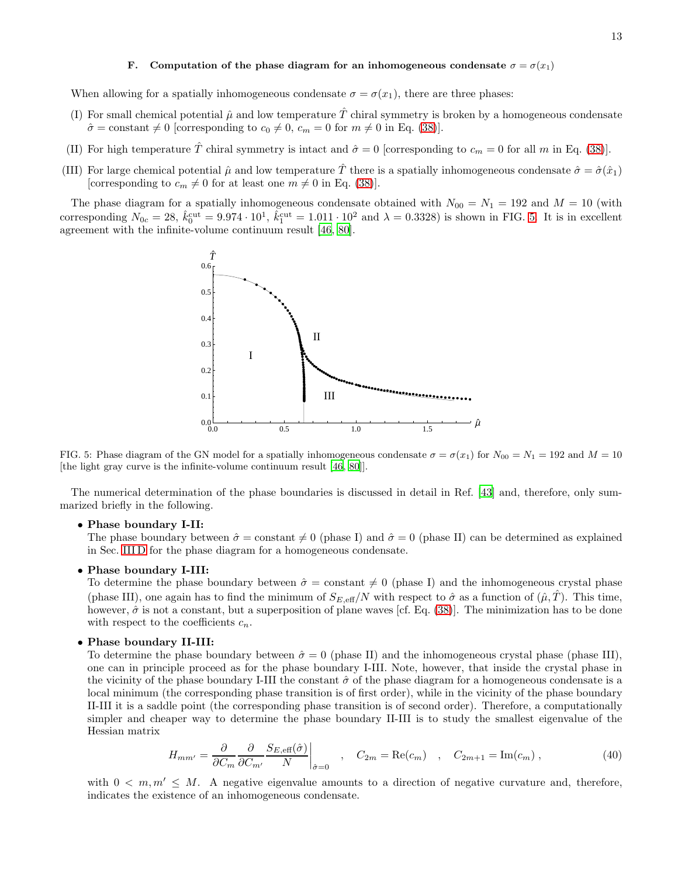### F. Computation of the phase diagram for an inhomogeneous condensate $\sigma = \sigma(x_1)$

When allowing for a spatially inhomogeneous condensate $\sigma = \sigma(x_1)$, there are three phases:

(I) For small chemical potential $\hat{\mu}$ and low temperature $\hat{T}$ chiral symmetry is broken by a homogeneous condensate $\hat{\sigma} = \text{constant} \neq 0$ [corresponding to $c_0 \neq 0$, $c_m = 0$ for $m \neq 0$ in Eq. (38)].

(II) For high temperature $\hat{T}$ chiral symmetry is intact and $\hat{\sigma} = 0$ [corresponding to $c_m = 0$ for all $m$ in Eq. (38)].

(III) For large chemical potential $\hat{\mu}$ and low temperature $\hat{T}$ there is a spatially inhomogeneous condensate $\hat{\sigma} = \hat{\sigma}(\hat{x}_1)$ [corresponding to $c_m \neq 0$ for at least one $m \neq 0$ in Eq. (38)].

The phase diagram for a spatially inhomogeneous condensate obtained with $N_{00} = N_1 = 192$ and $M = 10$ (with corresponding $N_{0c} = 28$, $\hat{k}_0^{\text{cut}} = 9.974 \cdot 10^1$, $\hat{k}_1^{\text{cut}} = 1.011 \cdot 10^2$ and $\lambda = 0.3328$) is shown in FIG. 5. It is in excellent agreement with the infinite-volume continuum result [46, 80].

FIG. 5: Phase diagram of the GN model for a spatially inhomogeneous condensate $\sigma = \sigma(x_1)$ for $N_{00} = N_1 = 192$ and $M = 10$ [the light gray curve is the infinite-volume continuum result [46, 80]].

The numerical determination of the phase boundaries is discussed in detail in Ref. [43] and, therefore, only summarized briefly in the following.

- **Phase boundary I-II:**
  The phase boundary between $\hat{\sigma} = \text{constant} \neq 0$ (phase I) and $\hat{\sigma} = 0$ (phase II) can be determined as explained in Sec. III D for the phase diagram for a homogeneous condensate.

- **Phase boundary I-III:**
  To determine the phase boundary between $\hat{\sigma} = \text{constant} \neq 0$ (phase I) and the inhomogeneous crystal phase (phase III), one again has to find the minimum of $S_{E,\text{eff}}/N$ with respect to $\hat{\sigma}$ as a function of $(\hat{\mu}, \hat{T})$. This time, however, $\hat{\sigma}$ is not a constant, but a superposition of plane waves [cf. Eq. (38)]. The minimization has to be done with respect to the coefficients $c_n$.

- **Phase boundary II-III:**
  To determine the phase boundary between $\hat{\sigma} = 0$ (phase II) and the inhomogeneous crystal phase (phase III), one can in principle proceed as for the phase boundary I-III. Note, however, that inside the crystal phase in the vicinity of the phase boundary I-III the constant $\hat{\sigma}$ of the phase diagram for a homogeneous condensate is a local minimum (the corresponding phase transition is of first order), while in the vicinity of the phase boundary II-III it is a saddle point (the corresponding phase transition is of second order). Therefore, a computationally simpler and cheaper way to determine the phase boundary II-III is to study the smallest eigenvalue of the Hessian matrix

$$H_{mm'} = \frac{\partial}{\partial C_m} \frac{\partial}{\partial C_{m'}} \frac{S_{E,\text{eff}}(\hat{\sigma})}{N} \bigg|_{\hat{\sigma}=0} \quad , \quad C_{2m} = \text{Re}(c_m) \quad , \quad C_{2m+1} = \text{Im}(c_m) \; , \tag{40}$$

  with $0 < m, m' \leq M$. A negative eigenvalue amounts to a direction of negative curvature and, therefore, indicates the existence of an inhomogeneous condensate.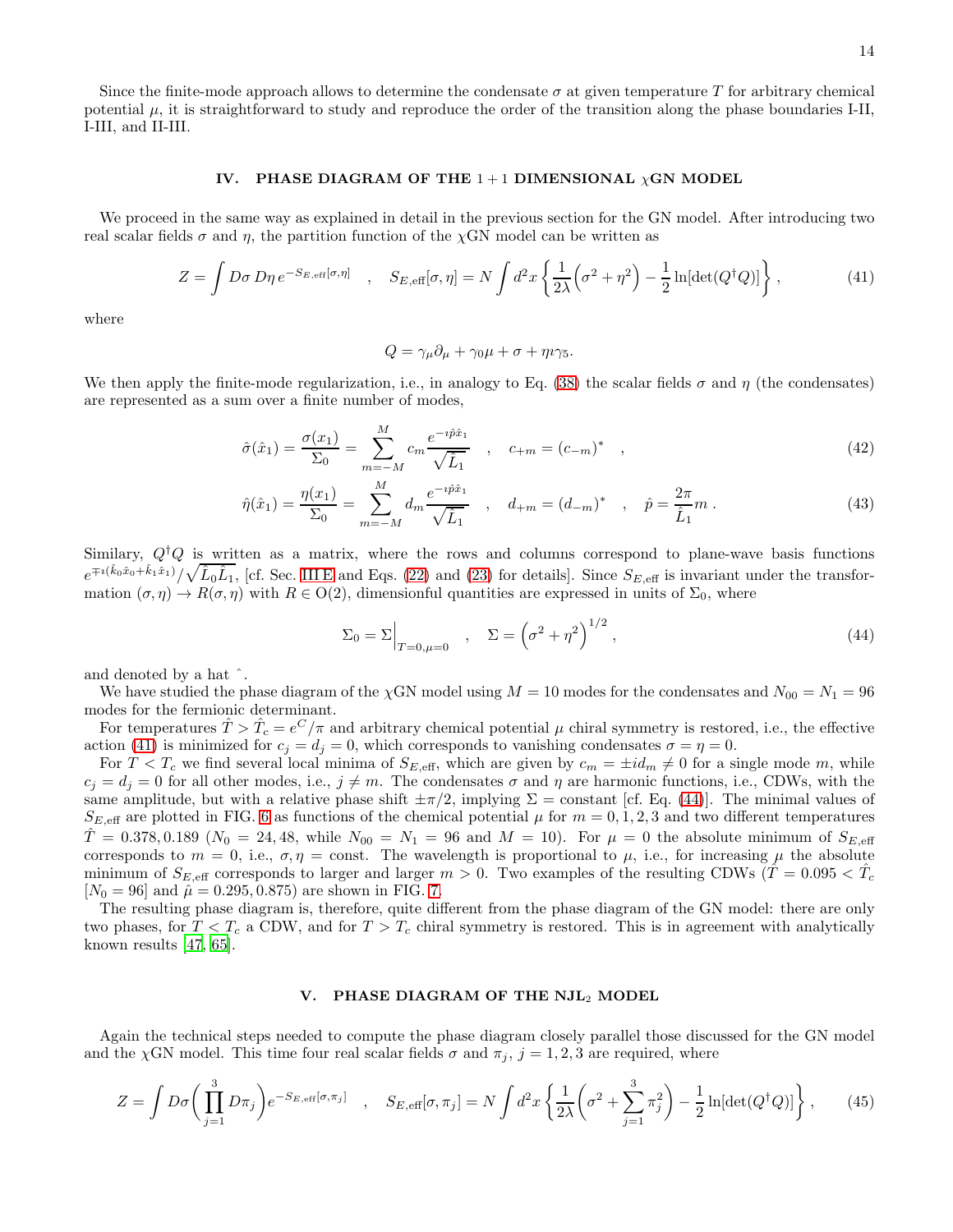Since the finite-mode approach allows to determine the condensate $\sigma$ at given temperature $T$ for arbitrary chemical potential $\mu$, it is straightforward to study and reproduce the order of the transition along the phase boundaries I-II, I-III, and II-III.

## IV. PHASE DIAGRAM OF THE 1 + 1 DIMENSIONAL $\chi$GN MODEL

We proceed in the same way as explained in detail in the previous section for the GN model. After introducing two real scalar fields $\sigma$ and $\eta$, the partition function of the $\chi$GN model can be written as

$$Z = \int D\sigma\, D\eta\, e^{-S_{E,\mathrm{eff}}[\sigma,\eta]} \quad , \quad S_{E,\mathrm{eff}}[\sigma,\eta] = N \int d^2x \left\{ \frac{1}{2\lambda}\Big(\sigma^2 + \eta^2\Big) - \frac{1}{2}\ln[\det(Q^\dagger Q)] \right\} , \tag{41}$$

where

$$Q = \gamma_\mu \partial_\mu + \gamma_0 \mu + \sigma + \eta \imath \gamma_5 .$$

We then apply the finite-mode regularization, i.e., in analogy to Eq. (38) the scalar fields $\sigma$ and $\eta$ (the condensates) are represented as a sum over a finite number of modes,

$$\hat{\sigma}(\hat{x}_1) = \frac{\sigma(x_1)}{\Sigma_0} = \sum_{m=-M}^{M} c_m \frac{e^{-\imath \hat{p}\hat{x}_1}}{\sqrt{\hat{L}_1}} \quad , \quad c_{+m} = (c_{-m})^* \quad , \tag{42}$$

$$\hat{\eta}(\hat{x}_1) = \frac{\eta(x_1)}{\Sigma_0} = \sum_{m=-M}^{M} d_m \frac{e^{-\imath \hat{p}\hat{x}_1}}{\sqrt{\hat{L}_1}} \quad , \quad d_{+m} = (d_{-m})^* \quad , \quad \hat{p} = \frac{2\pi}{\hat{L}_1} m . \tag{43}$$

Similary, $Q^\dagger Q$ is written as a matrix, where the rows and columns correspond to plane-wave basis functions $e^{\mp\imath(\hat{k}_0\hat{x}_0 + \hat{k}_1\hat{x}_1)}/\sqrt{\hat{L}_0\hat{L}_1}$, [cf. Sec. III E and Eqs. (22) and (23) for details]. Since $S_{E,\mathrm{eff}}$ is invariant under the transformation $(\sigma,\eta) \rightarrow R(\sigma,\eta)$ with $R \in \mathrm{O}(2)$, dimensionful quantities are expressed in units of $\Sigma_0$, where

$$\Sigma_0 = \Sigma\Big|_{T=0,\mu=0} \quad , \quad \Sigma = \Big(\sigma^2 + \eta^2\Big)^{1/2} , \tag{44}$$

and denoted by a hat $\hat{}$.

We have studied the phase diagram of the $\chi$GN model using $M = 10$ modes for the condensates and $N_{00} = N_1 = 96$ modes for the fermionic determinant.

For temperatures $\hat{T} > \hat{T}_c = e^C/\pi$ and arbitrary chemical potential $\mu$ chiral symmetry is restored, i.e., the effective action (41) is minimized for $c_j = d_j = 0$, which corresponds to vanishing condensates $\sigma = \eta = 0$.

For $T < T_c$ we find several local minima of $S_{E,\mathrm{eff}}$, which are given by $c_m = \pm i d_m \neq 0$ for a single mode $m$, while $c_j = d_j = 0$ for all other modes, i.e., $j \neq m$. The condensates $\sigma$ and $\eta$ are harmonic functions, i.e., CDWs, with the same amplitude, but with a relative phase shift $\pm\pi/2$, implying $\Sigma =$ constant [cf. Eq. (44)]. The minimal values of $S_{E,\mathrm{eff}}$ are plotted in FIG. 6 as functions of the chemical potential $\mu$ for $m = 0, 1, 2, 3$ and two different temperatures $\hat{T} = 0.378, 0.189$ ($N_0 = 24, 48$, while $N_{00} = N_1 = 96$ and $M = 10$). For $\mu = 0$ the absolute minimum of $S_{E,\mathrm{eff}}$ corresponds to $m = 0$, i.e., $\sigma, \eta =$ const. The wavelength is proportional to $\mu$, i.e., for increasing $\mu$ the absolute minimum of $S_{E,\mathrm{eff}}$ corresponds to larger and larger $m > 0$. Two examples of the resulting CDWs ($\hat{T} = 0.095 < \hat{T}_c$ [$N_0 = 96$] and $\hat{\mu} = 0.295, 0.875$) are shown in FIG. 7.

The resulting phase diagram is, therefore, quite different from the phase diagram of the GN model: there are only two phases, for $T < T_c$ a CDW, and for $T > T_c$ chiral symmetry is restored. This is in agreement with analytically known results [47, 65].

## V. PHASE DIAGRAM OF THE NJL$_2$ MODEL

Again the technical steps needed to compute the phase diagram closely parallel those discussed for the GN model and the $\chi$GN model. This time four real scalar fields $\sigma$ and $\pi_j$, $j = 1, 2, 3$ are required, where

$$Z = \int D\sigma \bigg( \prod_{j=1}^{3} D\pi_j \bigg) e^{-S_{E,\mathrm{eff}}[\sigma,\pi_j]} \quad , \quad S_{E,\mathrm{eff}}[\sigma,\pi_j] = N \int d^2x \left\{ \frac{1}{2\lambda}\bigg(\sigma^2 + \sum_{j=1}^{3}\pi_j^2\bigg) - \frac{1}{2}\ln[\det(Q^\dagger Q)] \right\} , \tag{45}$$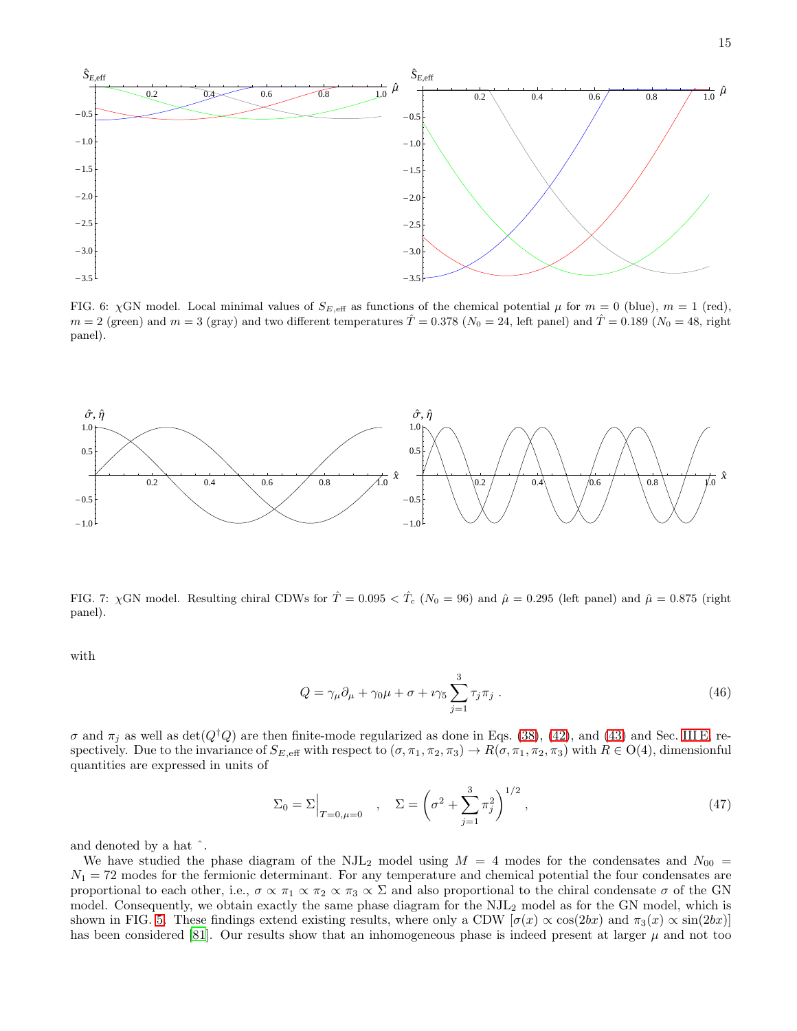FIG. 6: $\chi$GN model. Local minimal values of $S_{E,\text{eff}}$ as functions of the chemical potential $\mu$ for $m = 0$ (blue), $m = 1$ (red), $m = 2$ (green) and $m = 3$ (gray) and two different temperatures $\hat{T} = 0.378$ ($N_0 = 24$, left panel) and $\hat{T} = 0.189$ ($N_0 = 48$, right panel).

FIG. 7: $\chi$GN model. Resulting chiral CDWs for $\hat{T} = 0.095 < \hat{T}_c$ ($N_0 = 96$) and $\hat{\mu} = 0.295$ (left panel) and $\hat{\mu} = 0.875$ (right panel).

with

$$Q = \gamma_\mu \partial_\mu + \gamma_0 \mu + \sigma + \imath \gamma_5 \sum_{j=1}^{3} \tau_j \pi_j \ . \tag{46}$$

$\sigma$ and $\pi_j$ as well as $\det(Q^\dagger Q)$ are then finite-mode regularized as done in Eqs. (38), (42), and (43) and Sec. III E, respectively. Due to the invariance of $S_{E,\text{eff}}$ with respect to $(\sigma, \pi_1, \pi_2, \pi_3) \to R(\sigma, \pi_1, \pi_2, \pi_3)$ with $R \in \text{O}(4)$, dimensionful quantities are expressed in units of

$$\Sigma_0 = \Sigma\Big|_{T=0,\mu=0} \quad , \quad \Sigma = \left(\sigma^2 + \sum_{j=1}^{3} \pi_j^2\right)^{1/2} , \tag{47}$$

and denoted by a hat $\hat{}$.

We have studied the phase diagram of the NJL$_2$ model using $M = 4$ modes for the condensates and $N_{00} = N_1 = 72$ modes for the fermionic determinant. For any temperature and chemical potential the four condensates are proportional to each other, i.e., $\sigma \propto \pi_1 \propto \pi_2 \propto \pi_3 \propto \Sigma$ and also proportional to the chiral condensate $\sigma$ of the GN model. Consequently, we obtain exactly the same phase diagram for the NJL$_2$ model as for the GN model, which is shown in FIG. 5. These findings extend existing results, where only a CDW [$\sigma(x) \propto \cos(2bx)$ and $\pi_3(x) \propto \sin(2bx)$] has been considered [81]. Our results show that an inhomogeneous phase is indeed present at larger $\mu$ and not too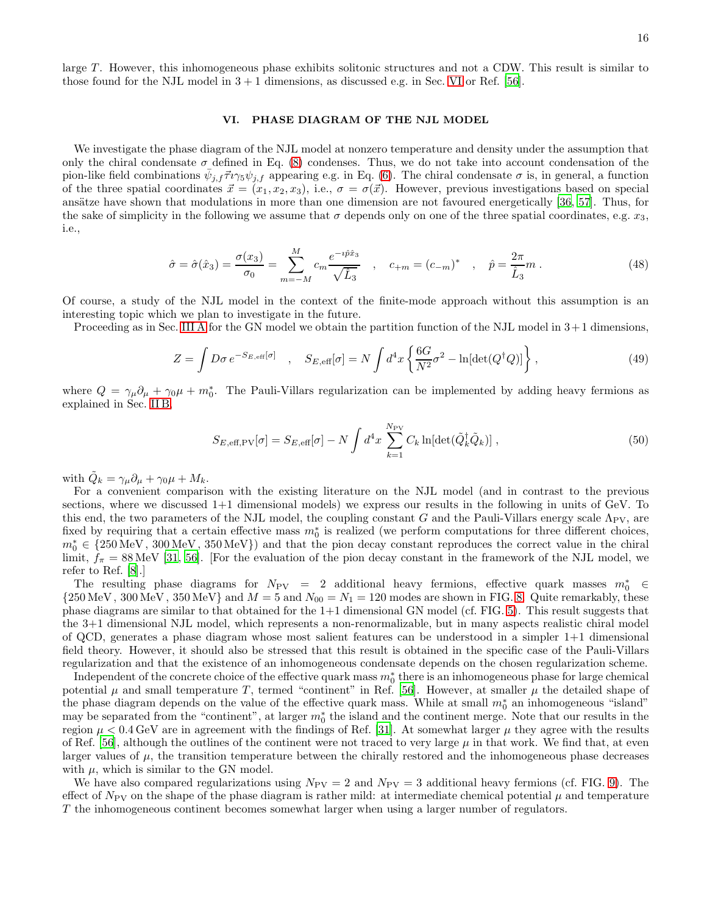large $T$. However, this inhomogeneous phase exhibits solitonic structures and not a CDW. This result is similar to those found for the NJL model in $3+1$ dimensions, as discussed e.g. in Sec. VI or Ref. [56].

## VI. PHASE DIAGRAM OF THE NJL MODEL

We investigate the phase diagram of the NJL model at nonzero temperature and density under the assumption that only the chiral condensate $\sigma$ defined in Eq. (8) condenses. Thus, we do not take into account condensation of the pion-like field combinations $\bar{\psi}_{j,f}\vec{\tau}\imath\gamma_5\psi_{j,f}$ appearing e.g. in Eq. (6). The chiral condensate $\sigma$ is, in general, a function of the three spatial coordinates $\vec{x} = (x_1, x_2, x_3)$, i.e., $\sigma = \sigma(\vec{x})$. However, previous investigations based on special ansätze have shown that modulations in more than one dimension are not favoured energetically [36, 57]. Thus, for the sake of simplicity in the following we assume that $\sigma$ depends only on one of the three spatial coordinates, e.g. $x_3$, i.e.,

$$\hat{\sigma} = \hat{\sigma}(\hat{x}_3) = \frac{\sigma(x_3)}{\sigma_0} = \sum_{m=-M}^{M} c_m \frac{e^{-\imath\hat{p}\hat{x}_3}}{\sqrt{\hat{L}_3}} \quad , \quad c_{+m} = (c_{-m})^* \quad , \quad \hat{p} = \frac{2\pi}{\hat{L}_3} m \, . \tag{48}$$

Of course, a study of the NJL model in the context of the finite-mode approach without this assumption is an interesting topic which we plan to investigate in the future.

Proceeding as in Sec. III A for the GN model we obtain the partition function of the NJL model in $3+1$ dimensions,

$$Z = \int D\sigma \, e^{-S_{E,\mathrm{eff}}[\sigma]} \quad , \quad S_{E,\mathrm{eff}}[\sigma] = N \int d^4x \left\{ \frac{6G}{N^2}\sigma^2 - \ln[\det(Q^\dagger Q)] \right\} , \tag{49}$$

where $Q = \gamma_\mu\partial_\mu + \gamma_0\mu + m_0^*$. The Pauli-Villars regularization can be implemented by adding heavy fermions as explained in Sec. II B,

$$S_{E,\mathrm{eff,PV}}[\sigma] = S_{E,\mathrm{eff}}[\sigma] - N \int d^4x \sum_{k=1}^{N_{\mathrm{PV}}} C_k \ln[\det(\tilde{Q}_k^\dagger \tilde{Q}_k)] \, , \tag{50}$$

with $\tilde{Q}_k = \gamma_\mu\partial_\mu + \gamma_0\mu + M_k$.

For a convenient comparison with the existing literature on the NJL model (and in contrast to the previous sections, where we discussed 1+1 dimensional models) we express our results in the following in units of GeV. To this end, the two parameters of the NJL model, the coupling constant $G$ and the Pauli-Villars energy scale $\Lambda_{\mathrm{PV}}$, are fixed by requiring that a certain effective mass $m_0^*$ is realized (we perform computations for three different choices, $m_0^* \in \{250\,\mathrm{MeV}\,,\,300\,\mathrm{MeV}\,,\,350\,\mathrm{MeV}\}$) and that the pion decay constant reproduces the correct value in the chiral limit, $f_\pi = 88\,\mathrm{MeV}$ [31, 56]. [For the evaluation of the pion decay constant in the framework of the NJL model, we refer to Ref. [8].]

The resulting phase diagrams for $N_{\mathrm{PV}} = 2$ additional heavy fermions, effective quark masses $m_0^* \in \{250\,\mathrm{MeV}\,,\,300\,\mathrm{MeV}\,,\,350\,\mathrm{MeV}\}$ and $M = 5$ and $N_{00} = N_1 = 120$ modes are shown in FIG. 8. Quite remarkably, these phase diagrams are similar to that obtained for the 1+1 dimensional GN model (cf. FIG. 5). This result suggests that the 3+1 dimensional NJL model, which represents a non-renormalizable, but in many aspects realistic chiral model of QCD, generates a phase diagram whose most salient features can be understood in a simpler 1+1 dimensional field theory. However, it should also be stressed that this result is obtained in the specific case of the Pauli-Villars regularization and that the existence of an inhomogeneous condensate depends on the chosen regularization scheme.

Independent of the concrete choice of the effective quark mass $m_0^*$ there is an inhomogeneous phase for large chemical potential $\mu$ and small temperature $T$, termed "continent" in Ref. [56]. However, at smaller $\mu$ the detailed shape of the phase diagram depends on the value of the effective quark mass. While at small $m_0^*$ an inhomogeneous "island" may be separated from the "continent", at larger $m_0^*$ the island and the continent merge. Note that our results in the region $\mu < 0.4\,\mathrm{GeV}$ are in agreement with the findings of Ref. [31]. At somewhat larger $\mu$ they agree with the results of Ref. [56], although the outlines of the continent were not traced to very large $\mu$ in that work. We find that, at even larger values of $\mu$, the transition temperature between the chirally restored and the inhomogeneous phase decreases with $\mu$, which is similar to the GN model.

We have also compared regularizations using $N_{\mathrm{PV}} = 2$ and $N_{\mathrm{PV}} = 3$ additional heavy fermions (cf. FIG. 9). The effect of $N_{\mathrm{PV}}$ on the shape of the phase diagram is rather mild: at intermediate chemical potential $\mu$ and temperature $T$ the inhomogeneous continent becomes somewhat larger when using a larger number of regulators.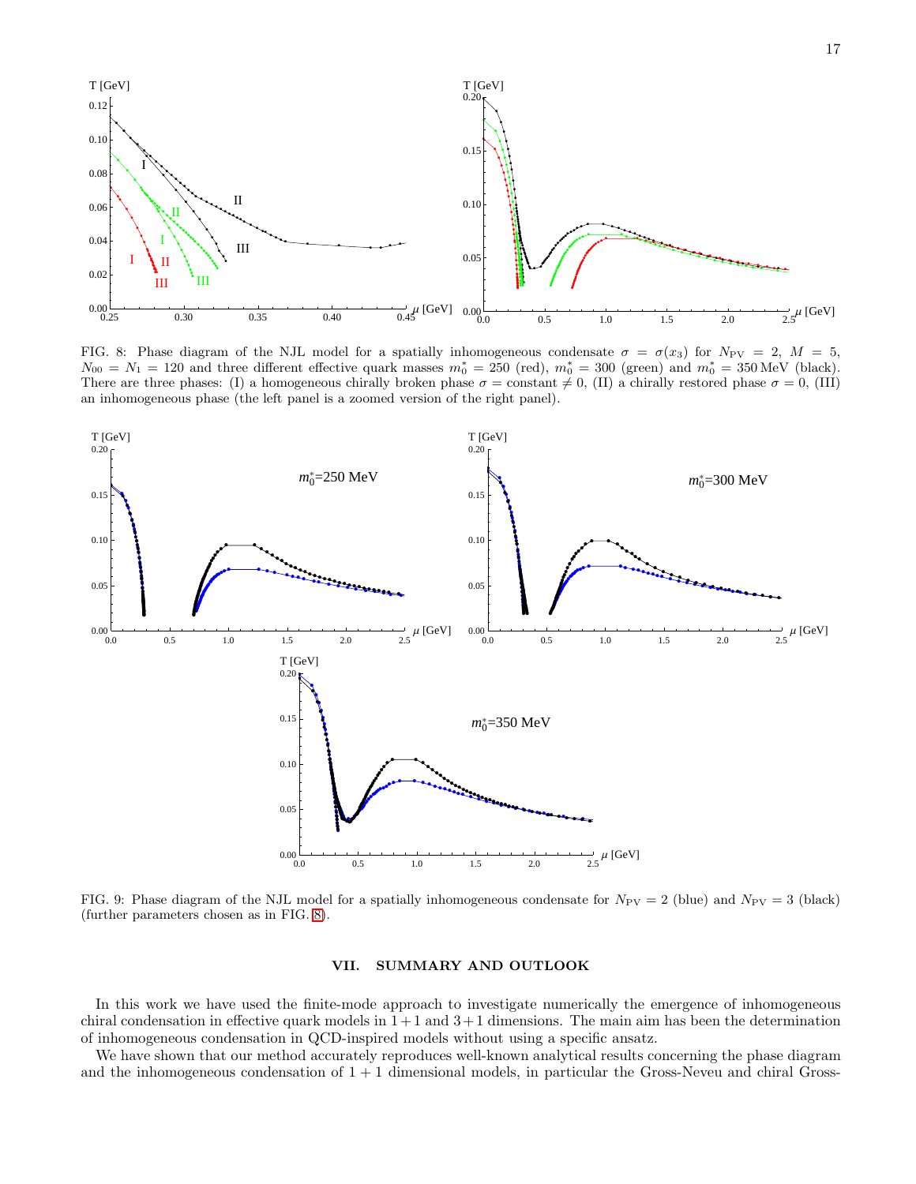FIG. 8: Phase diagram of the NJL model for a spatially inhomogeneous condensate $\sigma = \sigma(x_3)$ for $N_{\rm PV} = 2$, $M = 5$, $N_{00} = N_1 = 120$ and three different effective quark masses $m_0^* = 250$ (red), $m_0^* = 300$ (green) and $m_0^* = 350\,\text{MeV}$ (black). There are three phases: (I) a homogeneous chirally broken phase $\sigma = \text{constant} \neq 0$, (II) a chirally restored phase $\sigma = 0$, (III) an inhomogeneous phase (the left panel is a zoomed version of the right panel).

FIG. 9: Phase diagram of the NJL model for a spatially inhomogeneous condensate for $N_{\rm PV} = 2$ (blue) and $N_{\rm PV} = 3$ (black) (further parameters chosen as in FIG. 8).

## VII. SUMMARY AND OUTLOOK

In this work we have used the finite-mode approach to investigate numerically the emergence of inhomogeneous chiral condensation in effective quark models in $1+1$ and $3+1$ dimensions. The main aim has been the determination of inhomogeneous condensation in QCD-inspired models without using a specific ansatz.

We have shown that our method accurately reproduces well-known analytical results concerning the phase diagram and the inhomogeneous condensation of $1+1$ dimensional models, in particular the Gross-Neveu and chiral Gross-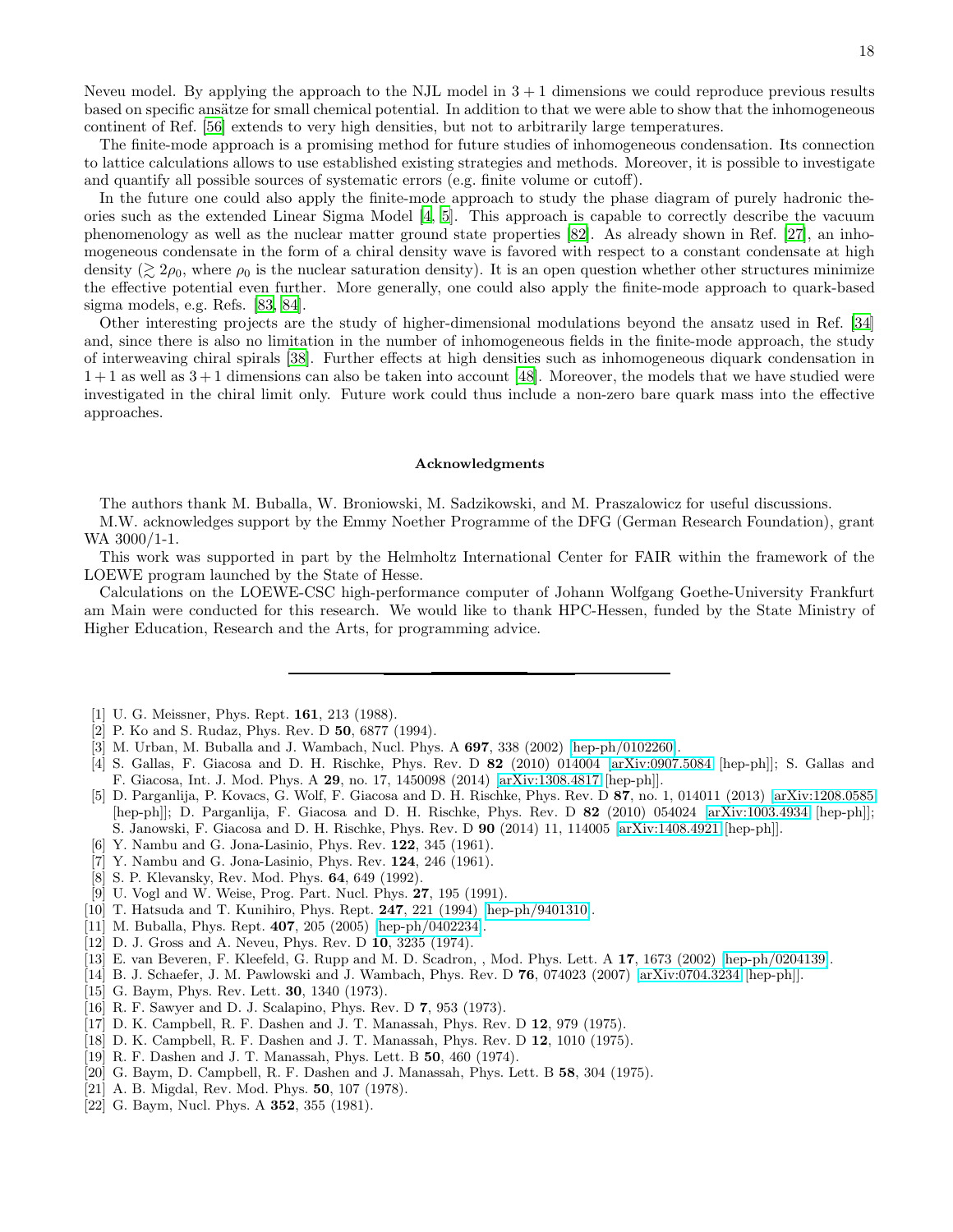Neveu model. By applying the approach to the NJL model in $3+1$ dimensions we could reproduce previous results based on specific ansätze for small chemical potential. In addition to that we were able to show that the inhomogeneous continent of Ref. [56] extends to very high densities, but not to arbitrarily large temperatures.

The finite-mode approach is a promising method for future studies of inhomogeneous condensation. Its connection to lattice calculations allows to use established existing strategies and methods. Moreover, it is possible to investigate and quantify all possible sources of systematic errors (e.g. finite volume or cutoff).

In the future one could also apply the finite-mode approach to study the phase diagram of purely hadronic theories such as the extended Linear Sigma Model [4, 5]. This approach is capable to correctly describe the vacuum phenomenology as well as the nuclear matter ground state properties [82]. As already shown in Ref. [27], an inhomogeneous condensate in the form of a chiral density wave is favored with respect to a constant condensate at high density ($\gtrsim 2\rho_0$, where $\rho_0$ is the nuclear saturation density). It is an open question whether other structures minimize the effective potential even further. More generally, one could also apply the finite-mode approach to quark-based sigma models, e.g. Refs. [83, 84].

Other interesting projects are the study of higher-dimensional modulations beyond the ansatz used in Ref. [34] and, since there is also no limitation in the number of inhomogeneous fields in the finite-mode approach, the study of interweaving chiral spirals [38]. Further effects at high densities such as inhomogeneous diquark condensation in $1+1$ as well as $3+1$ dimensions can also be taken into account [48]. Moreover, the models that we have studied were investigated in the chiral limit only. Future work could thus include a non-zero bare quark mass into the effective approaches.

## Acknowledgments

The authors thank M. Buballa, W. Broniowski, M. Sadzikowski, and M. Praszalowicz for useful discussions.

M.W. acknowledges support by the Emmy Noether Programme of the DFG (German Research Foundation), grant WA 3000/1-1.

This work was supported in part by the Helmholtz International Center for FAIR within the framework of the LOEWE program launched by the State of Hesse.

Calculations on the LOEWE-CSC high-performance computer of Johann Wolfgang Goethe-University Frankfurt am Main were conducted for this research. We would like to thank HPC-Hessen, funded by the State Ministry of Higher Education, Research and the Arts, for programming advice.

---

[1] U. G. Meissner, Phys. Rept. **161**, 213 (1988).
[2] P. Ko and S. Rudaz, Phys. Rev. D **50**, 6877 (1994).
[3] M. Urban, M. Buballa and J. Wambach, Nucl. Phys. A **697**, 338 (2002) [hep-ph/0102260].
[4] S. Gallas, F. Giacosa and D. H. Rischke, Phys. Rev. D **82** (2010) 014004 [arXiv:0907.5084 [hep-ph]]; S. Gallas and F. Giacosa, Int. J. Mod. Phys. A **29**, no. 17, 1450098 (2014) [arXiv:1308.4817 [hep-ph]].
[5] D. Parganlija, P. Kovacs, G. Wolf, F. Giacosa and D. H. Rischke, Phys. Rev. D **87**, no. 1, 014011 (2013) [arXiv:1208.0585 [hep-ph]]; D. Parganlija, F. Giacosa and D. H. Rischke, Phys. Rev. D **82** (2010) 054024 [arXiv:1003.4934 [hep-ph]]; S. Janowski, F. Giacosa and D. H. Rischke, Phys. Rev. D **90** (2014) 11, 114005 [arXiv:1408.4921 [hep-ph]].
[6] Y. Nambu and G. Jona-Lasinio, Phys. Rev. **122**, 345 (1961).
[7] Y. Nambu and G. Jona-Lasinio, Phys. Rev. **124**, 246 (1961).
[8] S. P. Klevansky, Rev. Mod. Phys. **64**, 649 (1992).
[9] U. Vogl and W. Weise, Prog. Part. Nucl. Phys. **27**, 195 (1991).
[10] T. Hatsuda and T. Kunihiro, Phys. Rept. **247**, 221 (1994) [hep-ph/9401310].
[11] M. Buballa, Phys. Rept. **407**, 205 (2005) [hep-ph/0402234].
[12] D. J. Gross and A. Neveu, Phys. Rev. D **10**, 3235 (1974).
[13] E. van Beveren, F. Kleefeld, G. Rupp and M. D. Scadron, , Mod. Phys. Lett. A **17**, 1673 (2002) [hep-ph/0204139].
[14] B. J. Schaefer, J. M. Pawlowski and J. Wambach, Phys. Rev. D **76**, 074023 (2007) [arXiv:0704.3234 [hep-ph]].
[15] G. Baym, Phys. Rev. Lett. **30**, 1340 (1973).
[16] R. F. Sawyer and D. J. Scalapino, Phys. Rev. D **7**, 953 (1973).
[17] D. K. Campbell, R. F. Dashen and J. T. Manassah, Phys. Rev. D **12**, 979 (1975).
[18] D. K. Campbell, R. F. Dashen and J. T. Manassah, Phys. Rev. D **12**, 1010 (1975).
[19] R. F. Dashen and J. T. Manassah, Phys. Lett. B **50**, 460 (1974).
[20] G. Baym, D. Campbell, R. F. Dashen and J. Manassah, Phys. Lett. B **58**, 304 (1975).
[21] A. B. Migdal, Rev. Mod. Phys. **50**, 107 (1978).
[22] G. Baym, Nucl. Phys. A **352**, 355 (1981).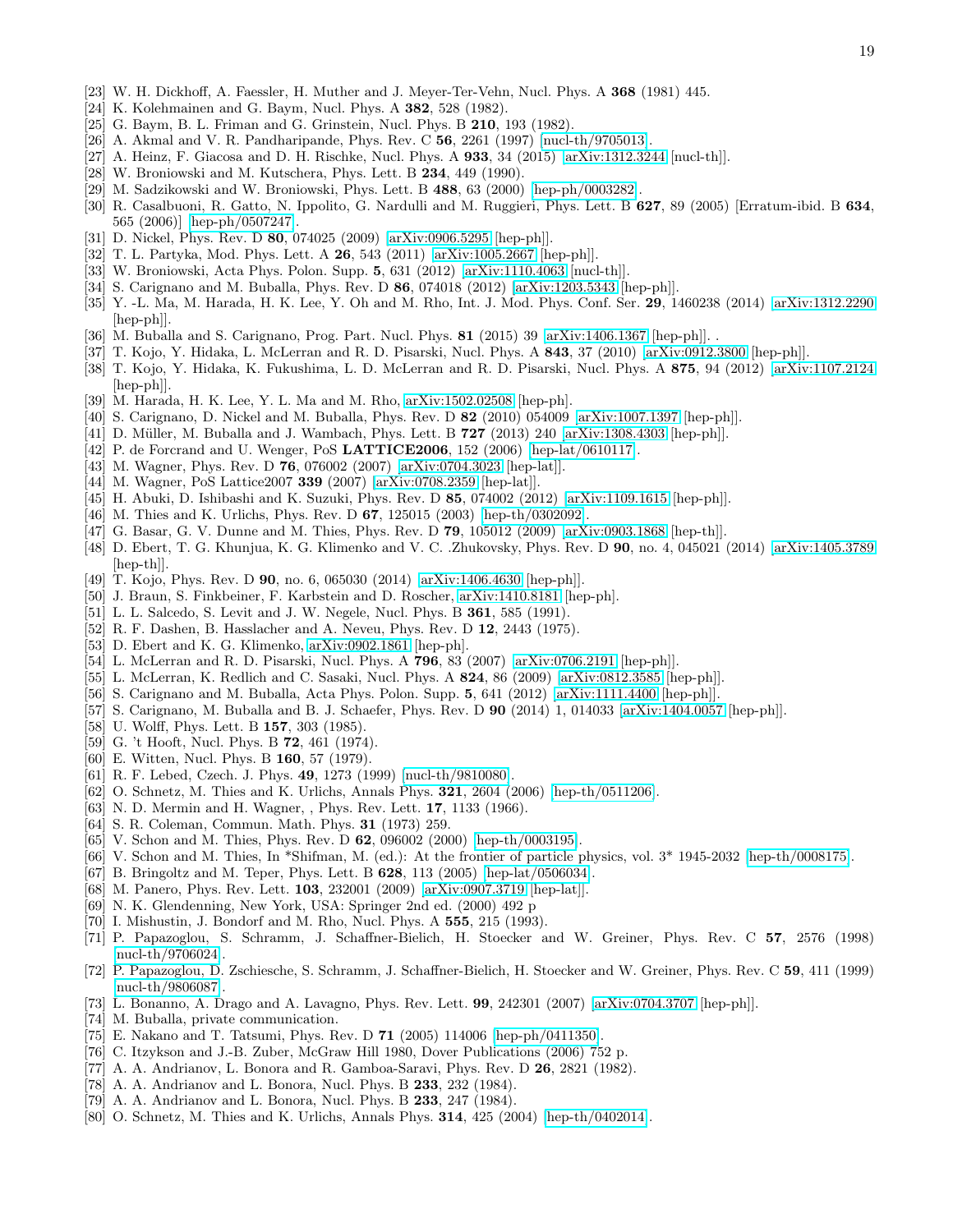[23] W. H. Dickhoff, A. Faessler, H. Muther and J. Meyer-Ter-Vehn, Nucl. Phys. A **368** (1981) 445.
[24] K. Kolehmainen and G. Baym, Nucl. Phys. A **382**, 528 (1982).
[25] G. Baym, B. L. Friman and G. Grinstein, Nucl. Phys. B **210**, 193 (1982).
[26] A. Akmal and V. R. Pandharipande, Phys. Rev. C **56**, 2261 (1997) [nucl-th/9705013].
[27] A. Heinz, F. Giacosa and D. H. Rischke, Nucl. Phys. A **933**, 34 (2015) [arXiv:1312.3244 [nucl-th]].
[28] W. Broniowski and M. Kutschera, Phys. Lett. B **234**, 449 (1990).
[29] M. Sadzikowski and W. Broniowski, Phys. Lett. B **488**, 63 (2000) [hep-ph/0003282].
[30] R. Casalbuoni, R. Gatto, N. Ippolito, G. Nardulli and M. Ruggieri, Phys. Lett. B **627**, 89 (2005) [Erratum-ibid. B **634**, 565 (2006)] [hep-ph/0507247].
[31] D. Nickel, Phys. Rev. D **80**, 074025 (2009) [arXiv:0906.5295 [hep-ph]].
[32] T. L. Partyka, Mod. Phys. Lett. A **26**, 543 (2011) [arXiv:1005.2667 [hep-ph]].
[33] W. Broniowski, Acta Phys. Polon. Supp. **5**, 631 (2012) [arXiv:1110.4063 [nucl-th]].
[34] S. Carignano and M. Buballa, Phys. Rev. D **86**, 074018 (2012) [arXiv:1203.5343 [hep-ph]].
[35] Y. -L. Ma, M. Harada, H. K. Lee, Y. Oh and M. Rho, Int. J. Mod. Phys. Conf. Ser. **29**, 1460238 (2014) [arXiv:1312.2290 [hep-ph]].
[36] M. Buballa and S. Carignano, Prog. Part. Nucl. Phys. **81** (2015) 39 [arXiv:1406.1367 [hep-ph]]. .
[37] T. Kojo, Y. Hidaka, L. McLerran and R. D. Pisarski, Nucl. Phys. A **843**, 37 (2010) [arXiv:0912.3800 [hep-ph]].
[38] T. Kojo, Y. Hidaka, K. Fukushima, L. D. McLerran and R. D. Pisarski, Nucl. Phys. A **875**, 94 (2012) [arXiv:1107.2124 [hep-ph]].
[39] M. Harada, H. K. Lee, Y. L. Ma and M. Rho, arXiv:1502.02508 [hep-ph].
[40] S. Carignano, D. Nickel and M. Buballa, Phys. Rev. D **82** (2010) 054009 [arXiv:1007.1397 [hep-ph]].
[41] D. Müller, M. Buballa and J. Wambach, Phys. Lett. B **727** (2013) 240 [arXiv:1308.4303 [hep-ph]].
[42] P. de Forcrand and U. Wenger, PoS **LATTICE2006**, 152 (2006) [hep-lat/0610117].
[43] M. Wagner, Phys. Rev. D **76**, 076002 (2007) [arXiv:0704.3023 [hep-lat]].
[44] M. Wagner, PoS Lattice2007 **339** (2007) [arXiv:0708.2359 [hep-lat]].
[45] H. Abuki, D. Ishibashi and K. Suzuki, Phys. Rev. D **85**, 074002 (2012) [arXiv:1109.1615 [hep-ph]].
[46] M. Thies and K. Urlichs, Phys. Rev. D **67**, 125015 (2003) [hep-th/0302092].
[47] G. Basar, G. V. Dunne and M. Thies, Phys. Rev. D **79**, 105012 (2009) [arXiv:0903.1868 [hep-th]].
[48] D. Ebert, T. G. Khunjua, K. G. Klimenko and V. C. .Zhukovsky, Phys. Rev. D **90**, no. 4, 045021 (2014) [arXiv:1405.3789 [hep-th]].
[49] T. Kojo, Phys. Rev. D **90**, no. 6, 065030 (2014) [arXiv:1406.4630 [hep-ph]].
[50] J. Braun, S. Finkbeiner, F. Karbstein and D. Roscher, arXiv:1410.8181 [hep-ph].
[51] L. L. Salcedo, S. Levit and J. W. Negele, Nucl. Phys. B **361**, 585 (1991).
[52] R. F. Dashen, B. Hasslacher and A. Neveu, Phys. Rev. D **12**, 2443 (1975).
[53] D. Ebert and K. G. Klimenko, arXiv:0902.1861 [hep-ph].
[54] L. McLerran and R. D. Pisarski, Nucl. Phys. A **796**, 83 (2007) [arXiv:0706.2191 [hep-ph]].
[55] L. McLerran, K. Redlich and C. Sasaki, Nucl. Phys. A **824**, 86 (2009) [arXiv:0812.3585 [hep-ph]].
[56] S. Carignano and M. Buballa, Acta Phys. Polon. Supp. **5**, 641 (2012) [arXiv:1111.4400 [hep-ph]].
[57] S. Carignano, M. Buballa and B. J. Schaefer, Phys. Rev. D **90** (2014) 1, 014033 [arXiv:1404.0057 [hep-ph]].
[58] U. Wolff, Phys. Lett. B **157**, 303 (1985).
[59] G. 't Hooft, Nucl. Phys. B **72**, 461 (1974).
[60] E. Witten, Nucl. Phys. B **160**, 57 (1979).
[61] R. F. Lebed, Czech. J. Phys. **49**, 1273 (1999) [nucl-th/9810080].
[62] O. Schnetz, M. Thies and K. Urlichs, Annals Phys. **321**, 2604 (2006) [hep-th/0511206].
[63] N. D. Mermin and H. Wagner, , Phys. Rev. Lett. **17**, 1133 (1966).
[64] S. R. Coleman, Commun. Math. Phys. **31** (1973) 259.
[65] V. Schon and M. Thies, Phys. Rev. D **62**, 096002 (2000) [hep-th/0003195].
[66] V. Schon and M. Thies, In *Shifman, M. (ed.): At the frontier of particle physics, vol. 3* 1945-2032 [hep-th/0008175].
[67] B. Bringoltz and M. Teper, Phys. Lett. B **628**, 113 (2005) [hep-lat/0506034].
[68] M. Panero, Phys. Rev. Lett. **103**, 232001 (2009) [arXiv:0907.3719 [hep-lat]].
[69] N. K. Glendenning, New York, USA: Springer 2nd ed. (2000) 492 p
[70] I. Mishustin, J. Bondorf and M. Rho, Nucl. Phys. A **555**, 215 (1993).
[71] P. Papazoglou, S. Schramm, J. Schaffner-Bielich, H. Stoecker and W. Greiner, Phys. Rev. C **57**, 2576 (1998) [nucl-th/9706024].
[72] P. Papazoglou, D. Zschiesche, S. Schramm, J. Schaffner-Bielich, H. Stoecker and W. Greiner, Phys. Rev. C **59**, 411 (1999) [nucl-th/9806087].
[73] L. Bonanno, A. Drago and A. Lavagno, Phys. Rev. Lett. **99**, 242301 (2007) [arXiv:0704.3707 [hep-ph]].
[74] M. Buballa, private communication.
[75] E. Nakano and T. Tatsumi, Phys. Rev. D **71** (2005) 114006 [hep-ph/0411350].
[76] C. Itzykson and J.-B. Zuber, McGraw Hill 1980, Dover Publications (2006) 752 p.
[77] A. A. Andrianov, L. Bonora and R. Gamboa-Saravi, Phys. Rev. D **26**, 2821 (1982).
[78] A. A. Andrianov and L. Bonora, Nucl. Phys. B **233**, 232 (1984).
[79] A. A. Andrianov and L. Bonora, Nucl. Phys. B **233**, 247 (1984).
[80] O. Schnetz, M. Thies and K. Urlichs, Annals Phys. **314**, 425 (2004) [hep-th/0402014].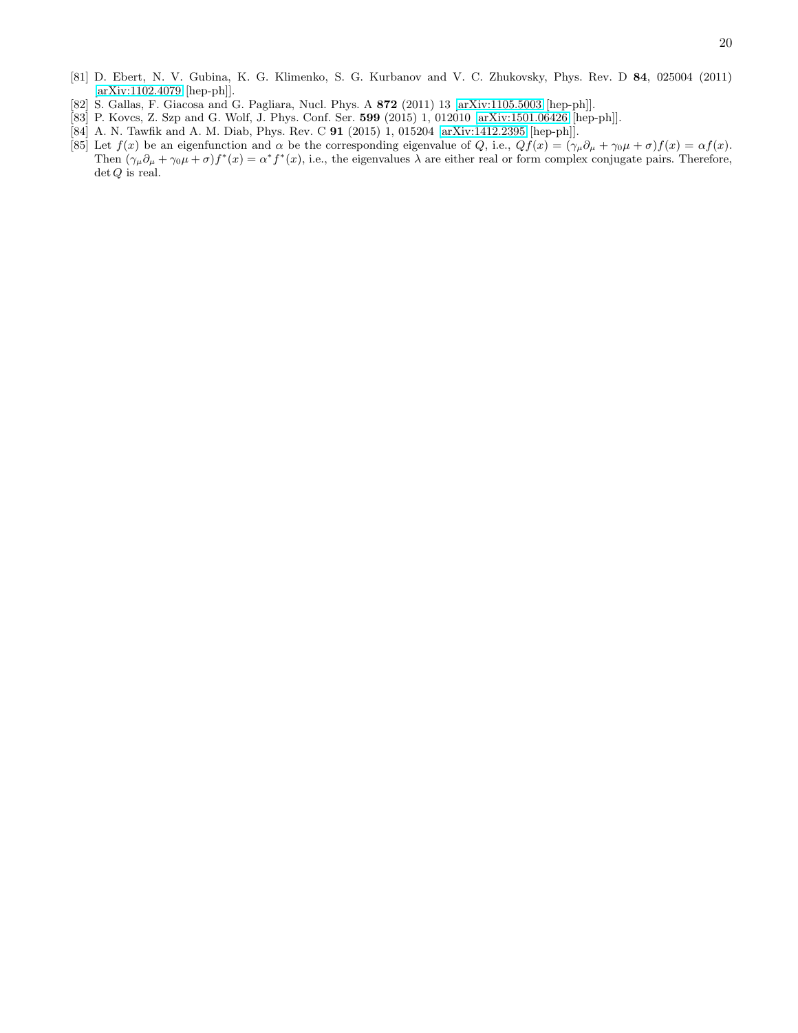[81] D. Ebert, N. V. Gubina, K. G. Klimenko, S. G. Kurbanov and V. C. Zhukovsky, Phys. Rev. D **84**, 025004 (2011) [arXiv:1102.4079 [hep-ph]].

[82] S. Gallas, F. Giacosa and G. Pagliara, Nucl. Phys. A **872** (2011) 13 [arXiv:1105.5003 [hep-ph]].

[83] P. Kovcs, Z. Szp and G. Wolf, J. Phys. Conf. Ser. **599** (2015) 1, 012010 [arXiv:1501.06426 [hep-ph]].

[84] A. N. Tawfik and A. M. Diab, Phys. Rev. C **91** (2015) 1, 015204 [arXiv:1412.2395 [hep-ph]].

[85] Let $f(x)$ be an eigenfunction and $\alpha$ be the corresponding eigenvalue of $Q$, i.e., $Qf(x) = (\gamma_\mu \partial_\mu + \gamma_0 \mu + \sigma) f(x) = \alpha f(x)$. Then $(\gamma_\mu \partial_\mu + \gamma_0 \mu + \sigma) f^*(x) = \alpha^* f^*(x)$, i.e., the eigenvalues $\lambda$ are either real or form complex conjugate pairs. Therefore, $\det Q$ is real.